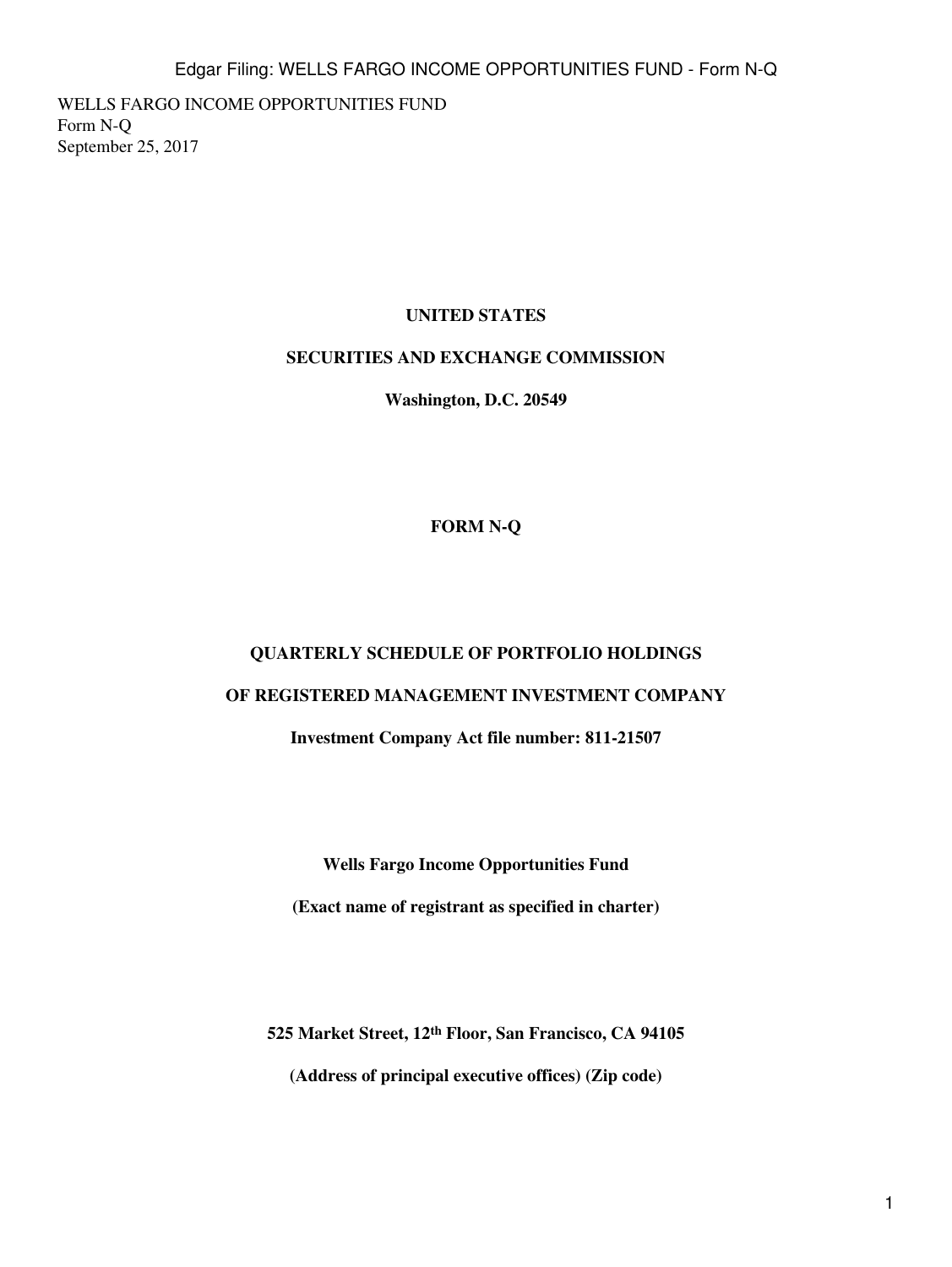WELLS FARGO INCOME OPPORTUNITIES FUND
Form N-Q
September 25, 2017

**UNITED STATES**

**SECURITIES AND EXCHANGE COMMISSION**

**Washington, D.C. 20549**

**FORM N-Q**

**QUARTERLY SCHEDULE OF PORTFOLIO HOLDINGS**

**OF REGISTERED MANAGEMENT INVESTMENT COMPANY**

**Investment Company Act file number: 811-21507**

**Wells Fargo Income Opportunities Fund**

**(Exact name of registrant as specified in charter)**

**525 Market Street, 12th Floor, San Francisco, CA 94105**

**(Address of principal executive offices) (Zip code)**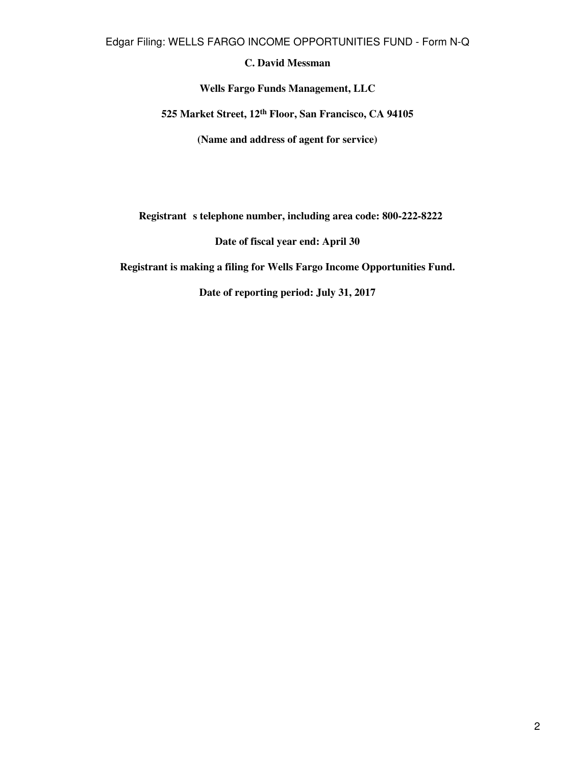**C. David Messman**

**Wells Fargo Funds Management, LLC**

**525 Market Street, 12th Floor, San Francisco, CA 94105**

**(Name and address of agent for service)**

**Registrant s telephone number, including area code: 800-222-8222**

**Date of fiscal year end: April 30**

**Registrant is making a filing for Wells Fargo Income Opportunities Fund.**

**Date of reporting period: July 31, 2017**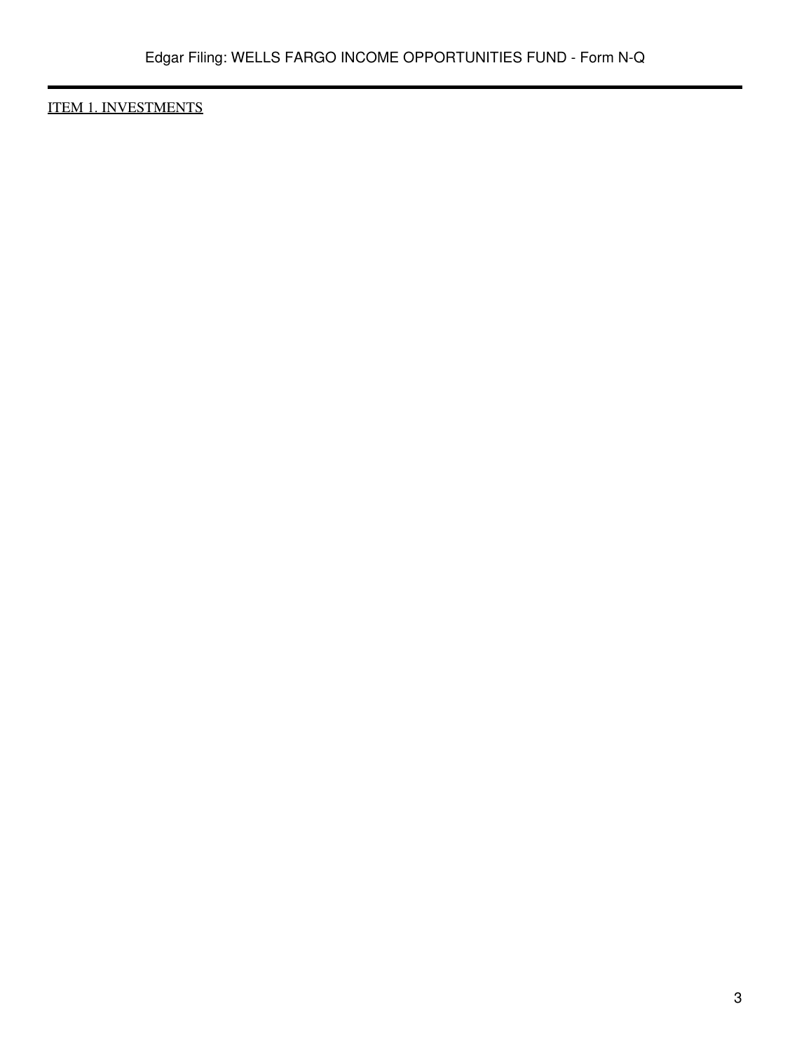ITEM 1. INVESTMENTS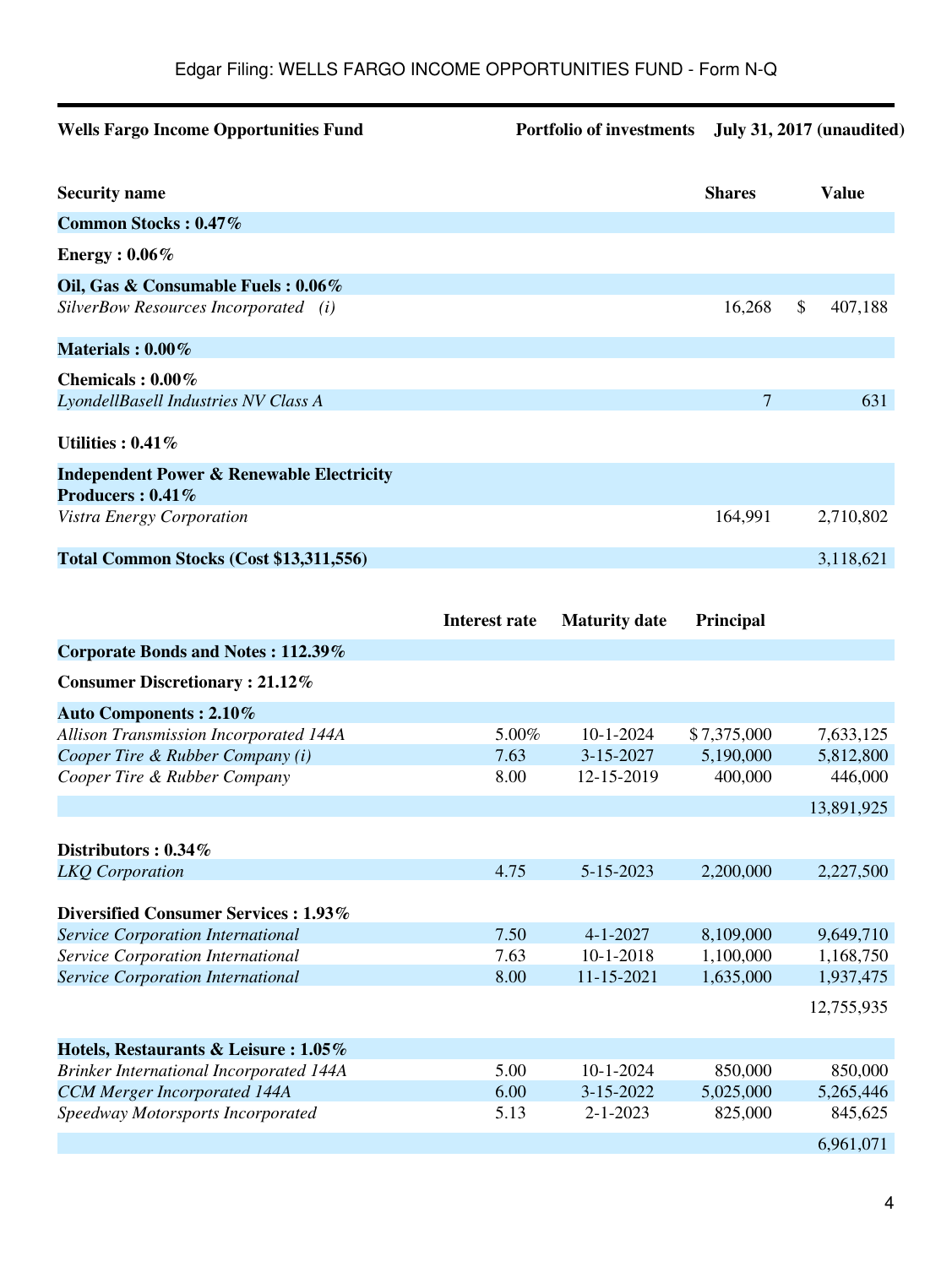Edgar Filing: WELLS FARGO INCOME OPPORTUNITIES FUND - Form N-Q

**Wells Fargo Income Opportunities Fund** **Portfolio of investments** **July 31, 2017 (unaudited)**

| Security name | | | Shares | Value |
|---|---|---|---|---|
| **Common Stocks : 0.47%** | | | | |
| **Energy : 0.06%** | | | | |
| **Oil, Gas & Consumable Fuels : 0.06%** | | | | |
| *SilverBow Resources Incorporated (i)* | | | 16,268 | $ 407,188 |
| **Materials : 0.00%** | | | | |
| **Chemicals : 0.00%** | | | | |
| *LyondellBasell Industries NV Class A* | | | 7 | 631 |
| **Utilities : 0.41%** | | | | |
| **Independent Power & Renewable Electricity Producers : 0.41%** | | | | |
| *Vistra Energy Corporation* | | | 164,991 | 2,710,802 |
| **Total Common Stocks (Cost $13,311,556)** | | | | 3,118,621 |

| | Interest rate | Maturity date | Principal | |
|---|---|---|---|---|
| **Corporate Bonds and Notes : 112.39%** | | | | |
| **Consumer Discretionary : 21.12%** | | | | |
| **Auto Components : 2.10%** | | | | |
| *Allison Transmission Incorporated 144A* | 5.00% | 10-1-2024 | $ 7,375,000 | 7,633,125 |
| *Cooper Tire & Rubber Company (i)* | 7.63 | 3-15-2027 | 5,190,000 | 5,812,800 |
| *Cooper Tire & Rubber Company* | 8.00 | 12-15-2019 | 400,000 | 446,000 |
| | | | | 13,891,925 |
| **Distributors : 0.34%** | | | | |
| *LKQ Corporation* | 4.75 | 5-15-2023 | 2,200,000 | 2,227,500 |
| **Diversified Consumer Services : 1.93%** | | | | |
| *Service Corporation International* | 7.50 | 4-1-2027 | 8,109,000 | 9,649,710 |
| *Service Corporation International* | 7.63 | 10-1-2018 | 1,100,000 | 1,168,750 |
| *Service Corporation International* | 8.00 | 11-15-2021 | 1,635,000 | 1,937,475 |
| | | | | 12,755,935 |
| **Hotels, Restaurants & Leisure : 1.05%** | | | | |
| *Brinker International Incorporated 144A* | 5.00 | 10-1-2024 | 850,000 | 850,000 |
| *CCM Merger Incorporated 144A* | 6.00 | 3-15-2022 | 5,025,000 | 5,265,446 |
| *Speedway Motorsports Incorporated* | 5.13 | 2-1-2023 | 825,000 | 845,625 |
| | | | | 6,961,071 |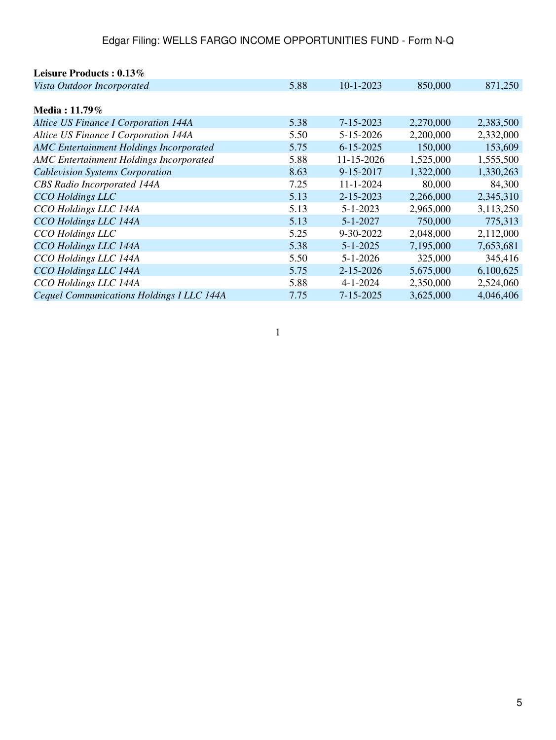| | | | | |
|---|---|---|---|---|
| **Leisure Products : 0.13%** | | | | |
| *Vista Outdoor Incorporated* | 5.88 | 10-1-2023 | 850,000 | 871,250 |
| | | | | |
| **Media : 11.79%** | | | | |
| *Altice US Finance I Corporation 144A* | 5.38 | 7-15-2023 | 2,270,000 | 2,383,500 |
| *Altice US Finance I Corporation 144A* | 5.50 | 5-15-2026 | 2,200,000 | 2,332,000 |
| *AMC Entertainment Holdings Incorporated* | 5.75 | 6-15-2025 | 150,000 | 153,609 |
| *AMC Entertainment Holdings Incorporated* | 5.88 | 11-15-2026 | 1,525,000 | 1,555,500 |
| *Cablevision Systems Corporation* | 8.63 | 9-15-2017 | 1,322,000 | 1,330,263 |
| *CBS Radio Incorporated 144A* | 7.25 | 11-1-2024 | 80,000 | 84,300 |
| *CCO Holdings LLC* | 5.13 | 2-15-2023 | 2,266,000 | 2,345,310 |
| *CCO Holdings LLC 144A* | 5.13 | 5-1-2023 | 2,965,000 | 3,113,250 |
| *CCO Holdings LLC 144A* | 5.13 | 5-1-2027 | 750,000 | 775,313 |
| *CCO Holdings LLC* | 5.25 | 9-30-2022 | 2,048,000 | 2,112,000 |
| *CCO Holdings LLC 144A* | 5.38 | 5-1-2025 | 7,195,000 | 7,653,681 |
| *CCO Holdings LLC 144A* | 5.50 | 5-1-2026 | 325,000 | 345,416 |
| *CCO Holdings LLC 144A* | 5.75 | 2-15-2026 | 5,675,000 | 6,100,625 |
| *CCO Holdings LLC 144A* | 5.88 | 4-1-2024 | 2,350,000 | 2,524,060 |
| *Cequel Communications Holdings I LLC 144A* | 7.75 | 7-15-2025 | 3,625,000 | 4,046,406 |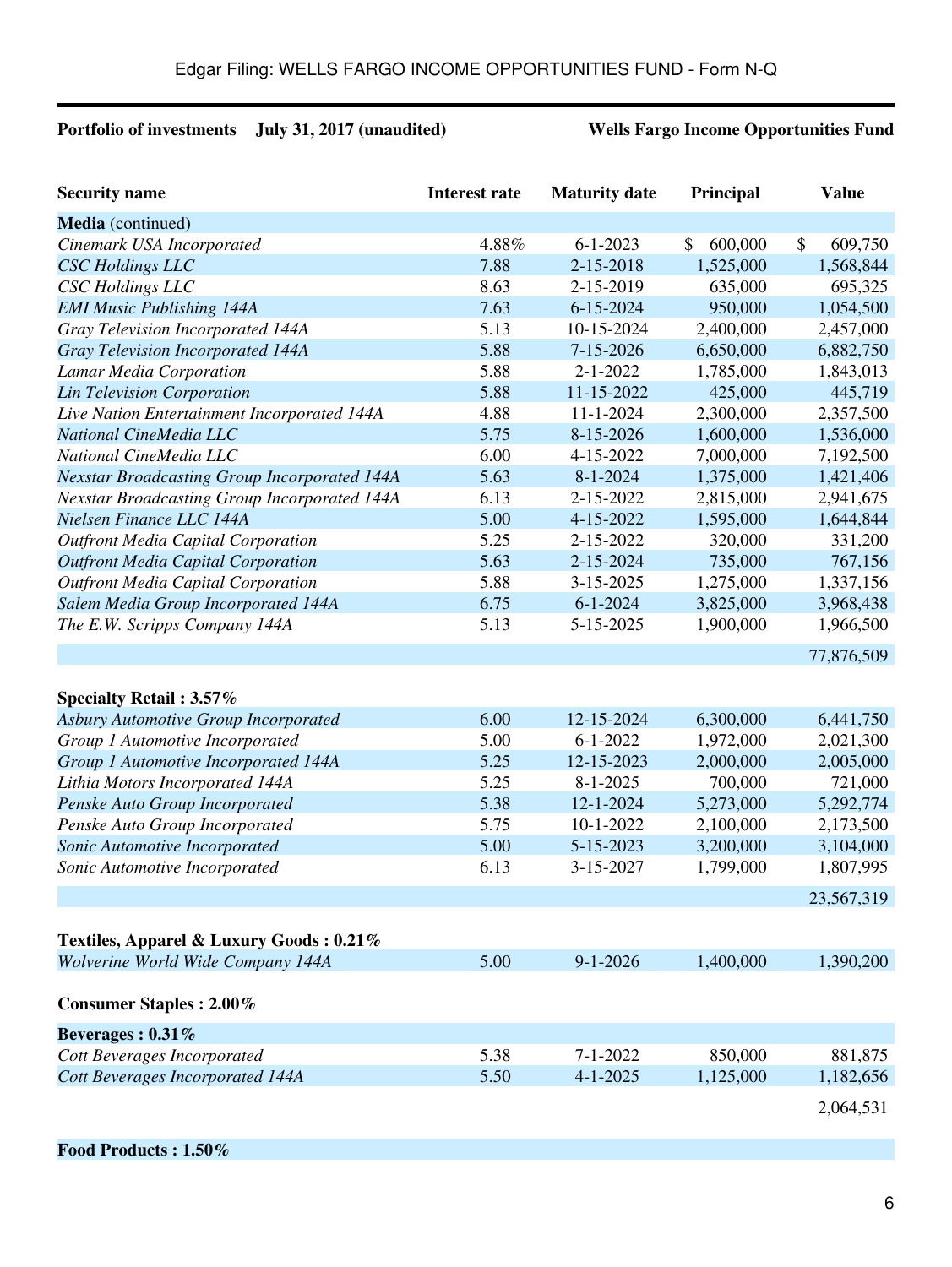Edgar Filing: WELLS FARGO INCOME OPPORTUNITIES FUND - Form N-Q

**Portfolio of investments July 31, 2017 (unaudited)** **Wells Fargo Income Opportunities Fund**

| Security name | Interest rate | Maturity date | Principal | Value |
|---|---|---|---|---|
| **Media** (continued) | | | | |
| *Cinemark USA Incorporated* | 4.88% | 6-1-2023 | $ 600,000 | $ 609,750 |
| *CSC Holdings LLC* | 7.88 | 2-15-2018 | 1,525,000 | 1,568,844 |
| *CSC Holdings LLC* | 8.63 | 2-15-2019 | 635,000 | 695,325 |
| *EMI Music Publishing 144A* | 7.63 | 6-15-2024 | 950,000 | 1,054,500 |
| *Gray Television Incorporated 144A* | 5.13 | 10-15-2024 | 2,400,000 | 2,457,000 |
| *Gray Television Incorporated 144A* | 5.88 | 7-15-2026 | 6,650,000 | 6,882,750 |
| *Lamar Media Corporation* | 5.88 | 2-1-2022 | 1,785,000 | 1,843,013 |
| *Lin Television Corporation* | 5.88 | 11-15-2022 | 425,000 | 445,719 |
| *Live Nation Entertainment Incorporated 144A* | 4.88 | 11-1-2024 | 2,300,000 | 2,357,500 |
| *National CineMedia LLC* | 5.75 | 8-15-2026 | 1,600,000 | 1,536,000 |
| *National CineMedia LLC* | 6.00 | 4-15-2022 | 7,000,000 | 7,192,500 |
| *Nexstar Broadcasting Group Incorporated 144A* | 5.63 | 8-1-2024 | 1,375,000 | 1,421,406 |
| *Nexstar Broadcasting Group Incorporated 144A* | 6.13 | 2-15-2022 | 2,815,000 | 2,941,675 |
| *Nielsen Finance LLC 144A* | 5.00 | 4-15-2022 | 1,595,000 | 1,644,844 |
| *Outfront Media Capital Corporation* | 5.25 | 2-15-2022 | 320,000 | 331,200 |
| *Outfront Media Capital Corporation* | 5.63 | 2-15-2024 | 735,000 | 767,156 |
| *Outfront Media Capital Corporation* | 5.88 | 3-15-2025 | 1,275,000 | 1,337,156 |
| *Salem Media Group Incorporated 144A* | 6.75 | 6-1-2024 | 3,825,000 | 3,968,438 |
| *The E.W. Scripps Company 144A* | 5.13 | 5-15-2025 | 1,900,000 | 1,966,500 |
| | | | | 77,876,509 |
| **Specialty Retail : 3.57%** | | | | |
| *Asbury Automotive Group Incorporated* | 6.00 | 12-15-2024 | 6,300,000 | 6,441,750 |
| *Group 1 Automotive Incorporated* | 5.00 | 6-1-2022 | 1,972,000 | 2,021,300 |
| *Group 1 Automotive Incorporated 144A* | 5.25 | 12-15-2023 | 2,000,000 | 2,005,000 |
| *Lithia Motors Incorporated 144A* | 5.25 | 8-1-2025 | 700,000 | 721,000 |
| *Penske Auto Group Incorporated* | 5.38 | 12-1-2024 | 5,273,000 | 5,292,774 |
| *Penske Auto Group Incorporated* | 5.75 | 10-1-2022 | 2,100,000 | 2,173,500 |
| *Sonic Automotive Incorporated* | 5.00 | 5-15-2023 | 3,200,000 | 3,104,000 |
| *Sonic Automotive Incorporated* | 6.13 | 3-15-2027 | 1,799,000 | 1,807,995 |
| | | | | 23,567,319 |
| **Textiles, Apparel & Luxury Goods : 0.21%** | | | | |
| *Wolverine World Wide Company 144A* | 5.00 | 9-1-2026 | 1,400,000 | 1,390,200 |
| **Consumer Staples : 2.00%** | | | | |
| **Beverages : 0.31%** | | | | |
| *Cott Beverages Incorporated* | 5.38 | 7-1-2022 | 850,000 | 881,875 |
| *Cott Beverages Incorporated 144A* | 5.50 | 4-1-2025 | 1,125,000 | 1,182,656 |
| | | | | 2,064,531 |
| **Food Products : 1.50%** | | | | |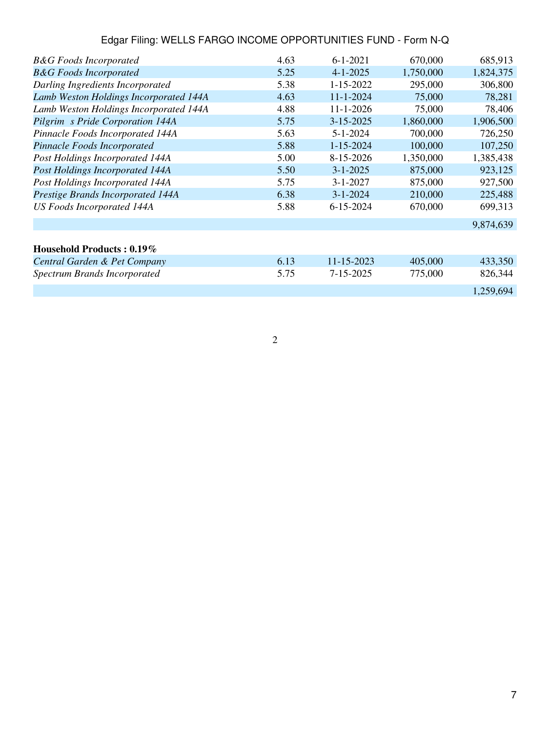| | | | | |
|---|---|---|---|---|
| *B&G Foods Incorporated* | 4.63 | 6-1-2021 | 670,000 | 685,913 |
| *B&G Foods Incorporated* | 5.25 | 4-1-2025 | 1,750,000 | 1,824,375 |
| *Darling Ingredients Incorporated* | 5.38 | 1-15-2022 | 295,000 | 306,800 |
| *Lamb Weston Holdings Incorporated 144A* | 4.63 | 11-1-2024 | 75,000 | 78,281 |
| *Lamb Weston Holdings Incorporated 144A* | 4.88 | 11-1-2026 | 75,000 | 78,406 |
| *Pilgrim s Pride Corporation 144A* | 5.75 | 3-15-2025 | 1,860,000 | 1,906,500 |
| *Pinnacle Foods Incorporated 144A* | 5.63 | 5-1-2024 | 700,000 | 726,250 |
| *Pinnacle Foods Incorporated* | 5.88 | 1-15-2024 | 100,000 | 107,250 |
| *Post Holdings Incorporated 144A* | 5.00 | 8-15-2026 | 1,350,000 | 1,385,438 |
| *Post Holdings Incorporated 144A* | 5.50 | 3-1-2025 | 875,000 | 923,125 |
| *Post Holdings Incorporated 144A* | 5.75 | 3-1-2027 | 875,000 | 927,500 |
| *Prestige Brands Incorporated 144A* | 6.38 | 3-1-2024 | 210,000 | 225,488 |
| *US Foods Incorporated 144A* | 5.88 | 6-15-2024 | 670,000 | 699,313 |
| | | | | 9,874,639 |
| | | | | |
| **Household Products : 0.19%** | | | | |
| *Central Garden & Pet Company* | 6.13 | 11-15-2023 | 405,000 | 433,350 |
| *Spectrum Brands Incorporated* | 5.75 | 7-15-2025 | 775,000 | 826,344 |
| | | | | 1,259,694 |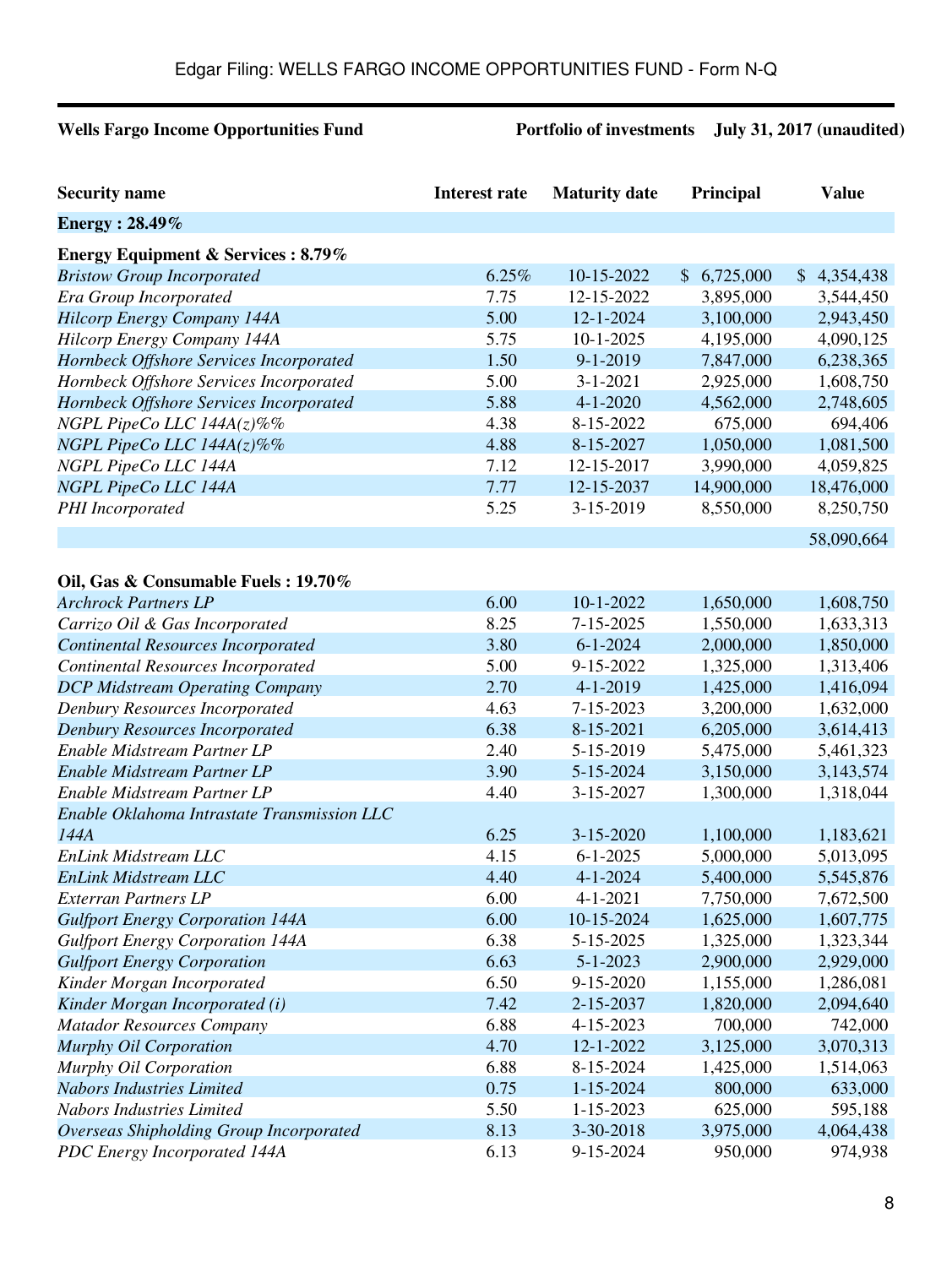**Wells Fargo Income Opportunities Fund** **Portfolio of investments July 31, 2017 (unaudited)**

| Security name | Interest rate | Maturity date | Principal | Value |
|---|---|---|---|---|
| **Energy : 28.49%** | | | | |
| **Energy Equipment & Services : 8.79%** | | | | |
| *Bristow Group Incorporated* | 6.25% | 10-15-2022 | $ 6,725,000 | $ 4,354,438 |
| *Era Group Incorporated* | 7.75 | 12-15-2022 | 3,895,000 | 3,544,450 |
| *Hilcorp Energy Company 144A* | 5.00 | 12-1-2024 | 3,100,000 | 2,943,450 |
| *Hilcorp Energy Company 144A* | 5.75 | 10-1-2025 | 4,195,000 | 4,090,125 |
| *Hornbeck Offshore Services Incorporated* | 1.50 | 9-1-2019 | 7,847,000 | 6,238,365 |
| *Hornbeck Offshore Services Incorporated* | 5.00 | 3-1-2021 | 2,925,000 | 1,608,750 |
| *Hornbeck Offshore Services Incorporated* | 5.88 | 4-1-2020 | 4,562,000 | 2,748,605 |
| *NGPL PipeCo LLC 144A(z)%%* | 4.38 | 8-15-2022 | 675,000 | 694,406 |
| *NGPL PipeCo LLC 144A(z)%%* | 4.88 | 8-15-2027 | 1,050,000 | 1,081,500 |
| *NGPL PipeCo LLC 144A* | 7.12 | 12-15-2017 | 3,990,000 | 4,059,825 |
| *NGPL PipeCo LLC 144A* | 7.77 | 12-15-2037 | 14,900,000 | 18,476,000 |
| *PHI Incorporated* | 5.25 | 3-15-2019 | 8,550,000 | 8,250,750 |
| | | | | 58,090,664 |
| **Oil, Gas & Consumable Fuels : 19.70%** | | | | |
| *Archrock Partners LP* | 6.00 | 10-1-2022 | 1,650,000 | 1,608,750 |
| *Carrizo Oil & Gas Incorporated* | 8.25 | 7-15-2025 | 1,550,000 | 1,633,313 |
| *Continental Resources Incorporated* | 3.80 | 6-1-2024 | 2,000,000 | 1,850,000 |
| *Continental Resources Incorporated* | 5.00 | 9-15-2022 | 1,325,000 | 1,313,406 |
| *DCP Midstream Operating Company* | 2.70 | 4-1-2019 | 1,425,000 | 1,416,094 |
| *Denbury Resources Incorporated* | 4.63 | 7-15-2023 | 3,200,000 | 1,632,000 |
| *Denbury Resources Incorporated* | 6.38 | 8-15-2021 | 6,205,000 | 3,614,413 |
| *Enable Midstream Partner LP* | 2.40 | 5-15-2019 | 5,475,000 | 5,461,323 |
| *Enable Midstream Partner LP* | 3.90 | 5-15-2024 | 3,150,000 | 3,143,574 |
| *Enable Midstream Partner LP* | 4.40 | 3-15-2027 | 1,300,000 | 1,318,044 |
| *Enable Oklahoma Intrastate Transmission LLC 144A* | 6.25 | 3-15-2020 | 1,100,000 | 1,183,621 |
| *EnLink Midstream LLC* | 4.15 | 6-1-2025 | 5,000,000 | 5,013,095 |
| *EnLink Midstream LLC* | 4.40 | 4-1-2024 | 5,400,000 | 5,545,876 |
| *Exterran Partners LP* | 6.00 | 4-1-2021 | 7,750,000 | 7,672,500 |
| *Gulfport Energy Corporation 144A* | 6.00 | 10-15-2024 | 1,625,000 | 1,607,775 |
| *Gulfport Energy Corporation 144A* | 6.38 | 5-15-2025 | 1,325,000 | 1,323,344 |
| *Gulfport Energy Corporation* | 6.63 | 5-1-2023 | 2,900,000 | 2,929,000 |
| *Kinder Morgan Incorporated* | 6.50 | 9-15-2020 | 1,155,000 | 1,286,081 |
| *Kinder Morgan Incorporated (i)* | 7.42 | 2-15-2037 | 1,820,000 | 2,094,640 |
| *Matador Resources Company* | 6.88 | 4-15-2023 | 700,000 | 742,000 |
| *Murphy Oil Corporation* | 4.70 | 12-1-2022 | 3,125,000 | 3,070,313 |
| *Murphy Oil Corporation* | 6.88 | 8-15-2024 | 1,425,000 | 1,514,063 |
| *Nabors Industries Limited* | 0.75 | 1-15-2024 | 800,000 | 633,000 |
| *Nabors Industries Limited* | 5.50 | 1-15-2023 | 625,000 | 595,188 |
| *Overseas Shipholding Group Incorporated* | 8.13 | 3-30-2018 | 3,975,000 | 4,064,438 |
| *PDC Energy Incorporated 144A* | 6.13 | 9-15-2024 | 950,000 | 974,938 |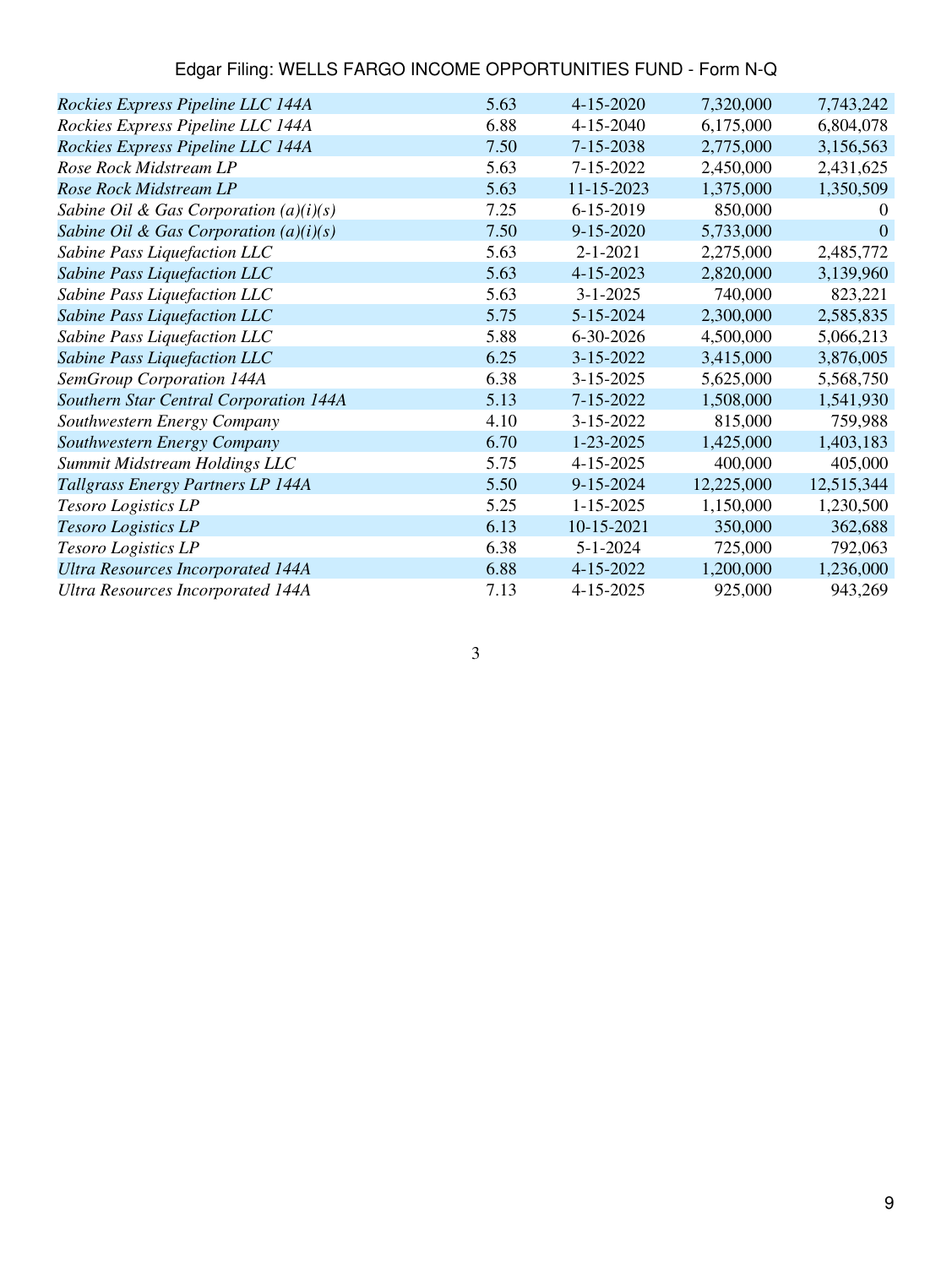| | | | | |
|---|---|---|---|---|
| *Rockies Express Pipeline LLC 144A* | 5.63 | 4-15-2020 | 7,320,000 | 7,743,242 |
| *Rockies Express Pipeline LLC 144A* | 6.88 | 4-15-2040 | 6,175,000 | 6,804,078 |
| *Rockies Express Pipeline LLC 144A* | 7.50 | 7-15-2038 | 2,775,000 | 3,156,563 |
| *Rose Rock Midstream LP* | 5.63 | 7-15-2022 | 2,450,000 | 2,431,625 |
| *Rose Rock Midstream LP* | 5.63 | 11-15-2023 | 1,375,000 | 1,350,509 |
| *Sabine Oil & Gas Corporation (a)(i)(s)* | 7.25 | 6-15-2019 | 850,000 | 0 |
| *Sabine Oil & Gas Corporation (a)(i)(s)* | 7.50 | 9-15-2020 | 5,733,000 | 0 |
| *Sabine Pass Liquefaction LLC* | 5.63 | 2-1-2021 | 2,275,000 | 2,485,772 |
| *Sabine Pass Liquefaction LLC* | 5.63 | 4-15-2023 | 2,820,000 | 3,139,960 |
| *Sabine Pass Liquefaction LLC* | 5.63 | 3-1-2025 | 740,000 | 823,221 |
| *Sabine Pass Liquefaction LLC* | 5.75 | 5-15-2024 | 2,300,000 | 2,585,835 |
| *Sabine Pass Liquefaction LLC* | 5.88 | 6-30-2026 | 4,500,000 | 5,066,213 |
| *Sabine Pass Liquefaction LLC* | 6.25 | 3-15-2022 | 3,415,000 | 3,876,005 |
| *SemGroup Corporation 144A* | 6.38 | 3-15-2025 | 5,625,000 | 5,568,750 |
| *Southern Star Central Corporation 144A* | 5.13 | 7-15-2022 | 1,508,000 | 1,541,930 |
| *Southwestern Energy Company* | 4.10 | 3-15-2022 | 815,000 | 759,988 |
| *Southwestern Energy Company* | 6.70 | 1-23-2025 | 1,425,000 | 1,403,183 |
| *Summit Midstream Holdings LLC* | 5.75 | 4-15-2025 | 400,000 | 405,000 |
| *Tallgrass Energy Partners LP 144A* | 5.50 | 9-15-2024 | 12,225,000 | 12,515,344 |
| *Tesoro Logistics LP* | 5.25 | 1-15-2025 | 1,150,000 | 1,230,500 |
| *Tesoro Logistics LP* | 6.13 | 10-15-2021 | 350,000 | 362,688 |
| *Tesoro Logistics LP* | 6.38 | 5-1-2024 | 725,000 | 792,063 |
| *Ultra Resources Incorporated 144A* | 6.88 | 4-15-2022 | 1,200,000 | 1,236,000 |
| *Ultra Resources Incorporated 144A* | 7.13 | 4-15-2025 | 925,000 | 943,269 |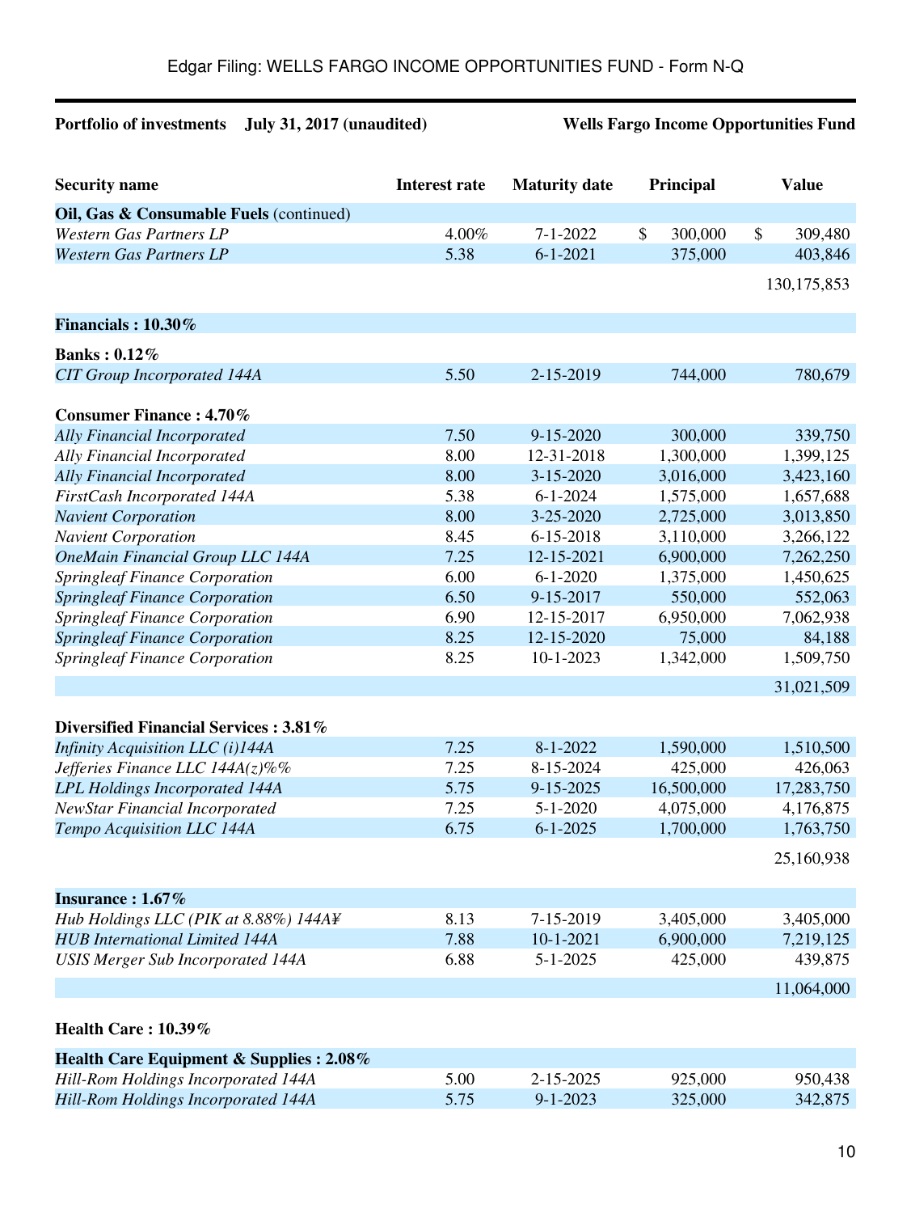**Portfolio of investments July 31, 2017 (unaudited)** **Wells Fargo Income Opportunities Fund**

| Security name | Interest rate | Maturity date | Principal | Value |
|---|---|---|---|---|
| **Oil, Gas & Consumable Fuels** (continued) | | | | |
| *Western Gas Partners LP* | 4.00% | 7-1-2022 | $ 300,000 | $ 309,480 |
| *Western Gas Partners LP* | 5.38 | 6-1-2021 | 375,000 | 403,846 |
| | | | | 130,175,853 |
| **Financials : 10.30%** | | | | |
| **Banks : 0.12%** | | | | |
| *CIT Group Incorporated 144A* | 5.50 | 2-15-2019 | 744,000 | 780,679 |
| **Consumer Finance : 4.70%** | | | | |
| *Ally Financial Incorporated* | 7.50 | 9-15-2020 | 300,000 | 339,750 |
| *Ally Financial Incorporated* | 8.00 | 12-31-2018 | 1,300,000 | 1,399,125 |
| *Ally Financial Incorporated* | 8.00 | 3-15-2020 | 3,016,000 | 3,423,160 |
| *FirstCash Incorporated 144A* | 5.38 | 6-1-2024 | 1,575,000 | 1,657,688 |
| *Navient Corporation* | 8.00 | 3-25-2020 | 2,725,000 | 3,013,850 |
| *Navient Corporation* | 8.45 | 6-15-2018 | 3,110,000 | 3,266,122 |
| *OneMain Financial Group LLC 144A* | 7.25 | 12-15-2021 | 6,900,000 | 7,262,250 |
| *Springleaf Finance Corporation* | 6.00 | 6-1-2020 | 1,375,000 | 1,450,625 |
| *Springleaf Finance Corporation* | 6.50 | 9-15-2017 | 550,000 | 552,063 |
| *Springleaf Finance Corporation* | 6.90 | 12-15-2017 | 6,950,000 | 7,062,938 |
| *Springleaf Finance Corporation* | 8.25 | 12-15-2020 | 75,000 | 84,188 |
| *Springleaf Finance Corporation* | 8.25 | 10-1-2023 | 1,342,000 | 1,509,750 |
| | | | | 31,021,509 |
| **Diversified Financial Services : 3.81%** | | | | |
| *Infinity Acquisition LLC (i)144A* | 7.25 | 8-1-2022 | 1,590,000 | 1,510,500 |
| *Jefferies Finance LLC 144A(z)%%* | 7.25 | 8-15-2024 | 425,000 | 426,063 |
| *LPL Holdings Incorporated 144A* | 5.75 | 9-15-2025 | 16,500,000 | 17,283,750 |
| *NewStar Financial Incorporated* | 7.25 | 5-1-2020 | 4,075,000 | 4,176,875 |
| *Tempo Acquisition LLC 144A* | 6.75 | 6-1-2025 | 1,700,000 | 1,763,750 |
| | | | | 25,160,938 |
| **Insurance : 1.67%** | | | | |
| *Hub Holdings LLC (PIK at 8.88%) 144A¥* | 8.13 | 7-15-2019 | 3,405,000 | 3,405,000 |
| *HUB International Limited 144A* | 7.88 | 10-1-2021 | 6,900,000 | 7,219,125 |
| *USIS Merger Sub Incorporated 144A* | 6.88 | 5-1-2025 | 425,000 | 439,875 |
| | | | | 11,064,000 |
| **Health Care : 10.39%** | | | | |
| **Health Care Equipment & Supplies : 2.08%** | | | | |
| *Hill-Rom Holdings Incorporated 144A* | 5.00 | 2-15-2025 | 925,000 | 950,438 |
| *Hill-Rom Holdings Incorporated 144A* | 5.75 | 9-1-2023 | 325,000 | 342,875 |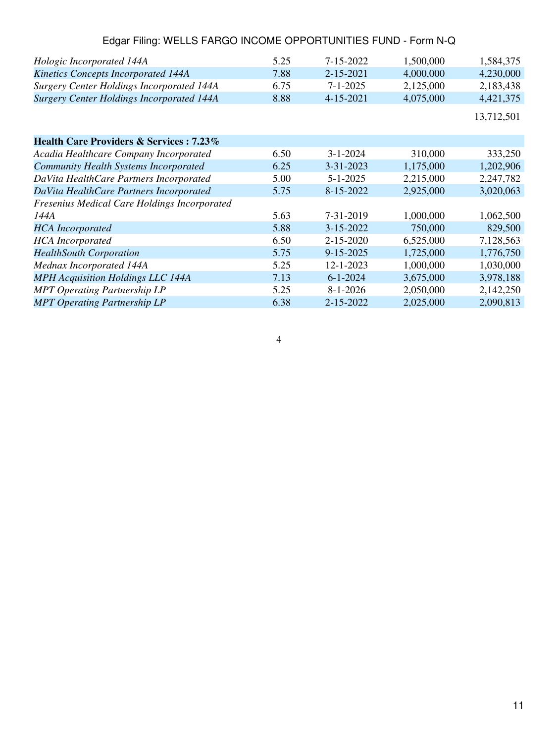| | | | | |
|---|---|---|---|---|
| *Hologic Incorporated 144A* | 5.25 | 7-15-2022 | 1,500,000 | 1,584,375 |
| *Kinetics Concepts Incorporated 144A* | 7.88 | 2-15-2021 | 4,000,000 | 4,230,000 |
| *Surgery Center Holdings Incorporated 144A* | 6.75 | 7-1-2025 | 2,125,000 | 2,183,438 |
| *Surgery Center Holdings Incorporated 144A* | 8.88 | 4-15-2021 | 4,075,000 | 4,421,375 |
| | | | | 13,712,501 |
| **Health Care Providers & Services : 7.23%** | | | | |
| *Acadia Healthcare Company Incorporated* | 6.50 | 3-1-2024 | 310,000 | 333,250 |
| *Community Health Systems Incorporated* | 6.25 | 3-31-2023 | 1,175,000 | 1,202,906 |
| *DaVita HealthCare Partners Incorporated* | 5.00 | 5-1-2025 | 2,215,000 | 2,247,782 |
| *DaVita HealthCare Partners Incorporated* | 5.75 | 8-15-2022 | 2,925,000 | 3,020,063 |
| *Fresenius Medical Care Holdings Incorporated 144A* | 5.63 | 7-31-2019 | 1,000,000 | 1,062,500 |
| *HCA Incorporated* | 5.88 | 3-15-2022 | 750,000 | 829,500 |
| *HCA Incorporated* | 6.50 | 2-15-2020 | 6,525,000 | 7,128,563 |
| *HealthSouth Corporation* | 5.75 | 9-15-2025 | 1,725,000 | 1,776,750 |
| *Mednax Incorporated 144A* | 5.25 | 12-1-2023 | 1,000,000 | 1,030,000 |
| *MPH Acquisition Holdings LLC 144A* | 7.13 | 6-1-2024 | 3,675,000 | 3,978,188 |
| *MPT Operating Partnership LP* | 5.25 | 8-1-2026 | 2,050,000 | 2,142,250 |
| *MPT Operating Partnership LP* | 6.38 | 2-15-2022 | 2,025,000 | 2,090,813 |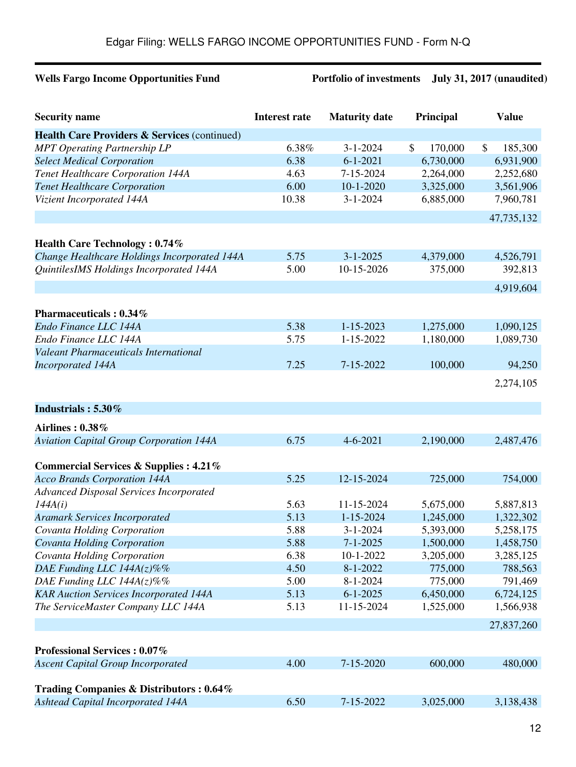Wells Fargo Income Opportunities Fund — Portfolio of investments — July 31, 2017 (unaudited)

| Security name | Interest rate | Maturity date | Principal | Value |
|---|---|---|---|---|
| **Health Care Providers & Services** (continued) | | | | |
| *MPT Operating Partnership LP* | 6.38% | 3-1-2024 | $ 170,000 | $ 185,300 |
| *Select Medical Corporation* | 6.38 | 6-1-2021 | 6,730,000 | 6,931,900 |
| *Tenet Healthcare Corporation 144A* | 4.63 | 7-15-2024 | 2,264,000 | 2,252,680 |
| *Tenet Healthcare Corporation* | 6.00 | 10-1-2020 | 3,325,000 | 3,561,906 |
| *Vizient Incorporated 144A* | 10.38 | 3-1-2024 | 6,885,000 | 7,960,781 |
| | | | | 47,735,132 |
| **Health Care Technology : 0.74%** | | | | |
| *Change Healthcare Holdings Incorporated 144A* | 5.75 | 3-1-2025 | 4,379,000 | 4,526,791 |
| *QuintilesIMS Holdings Incorporated 144A* | 5.00 | 10-15-2026 | 375,000 | 392,813 |
| | | | | 4,919,604 |
| **Pharmaceuticals : 0.34%** | | | | |
| *Endo Finance LLC 144A* | 5.38 | 1-15-2023 | 1,275,000 | 1,090,125 |
| *Endo Finance LLC 144A* | 5.75 | 1-15-2022 | 1,180,000 | 1,089,730 |
| *Valeant Pharmaceuticals International Incorporated 144A* | 7.25 | 7-15-2022 | 100,000 | 94,250 |
| | | | | 2,274,105 |
| **Industrials : 5.30%** | | | | |
| **Airlines : 0.38%** | | | | |
| *Aviation Capital Group Corporation 144A* | 6.75 | 4-6-2021 | 2,190,000 | 2,487,476 |
| **Commercial Services & Supplies : 4.21%** | | | | |
| *Acco Brands Corporation 144A* | 5.25 | 12-15-2024 | 725,000 | 754,000 |
| *Advanced Disposal Services Incorporated 144A(i)* | 5.63 | 11-15-2024 | 5,675,000 | 5,887,813 |
| *Aramark Services Incorporated* | 5.13 | 1-15-2024 | 1,245,000 | 1,322,302 |
| *Covanta Holding Corporation* | 5.88 | 3-1-2024 | 5,393,000 | 5,258,175 |
| *Covanta Holding Corporation* | 5.88 | 7-1-2025 | 1,500,000 | 1,458,750 |
| *Covanta Holding Corporation* | 6.38 | 10-1-2022 | 3,205,000 | 3,285,125 |
| *DAE Funding LLC 144A(z)%%* | 4.50 | 8-1-2022 | 775,000 | 788,563 |
| *DAE Funding LLC 144A(z)%%* | 5.00 | 8-1-2024 | 775,000 | 791,469 |
| *KAR Auction Services Incorporated 144A* | 5.13 | 6-1-2025 | 6,450,000 | 6,724,125 |
| *The ServiceMaster Company LLC 144A* | 5.13 | 11-15-2024 | 1,525,000 | 1,566,938 |
| | | | | 27,837,260 |
| **Professional Services : 0.07%** | | | | |
| *Ascent Capital Group Incorporated* | 4.00 | 7-15-2020 | 600,000 | 480,000 |
| **Trading Companies & Distributors : 0.64%** | | | | |
| *Ashtead Capital Incorporated 144A* | 6.50 | 7-15-2022 | 3,025,000 | 3,138,438 |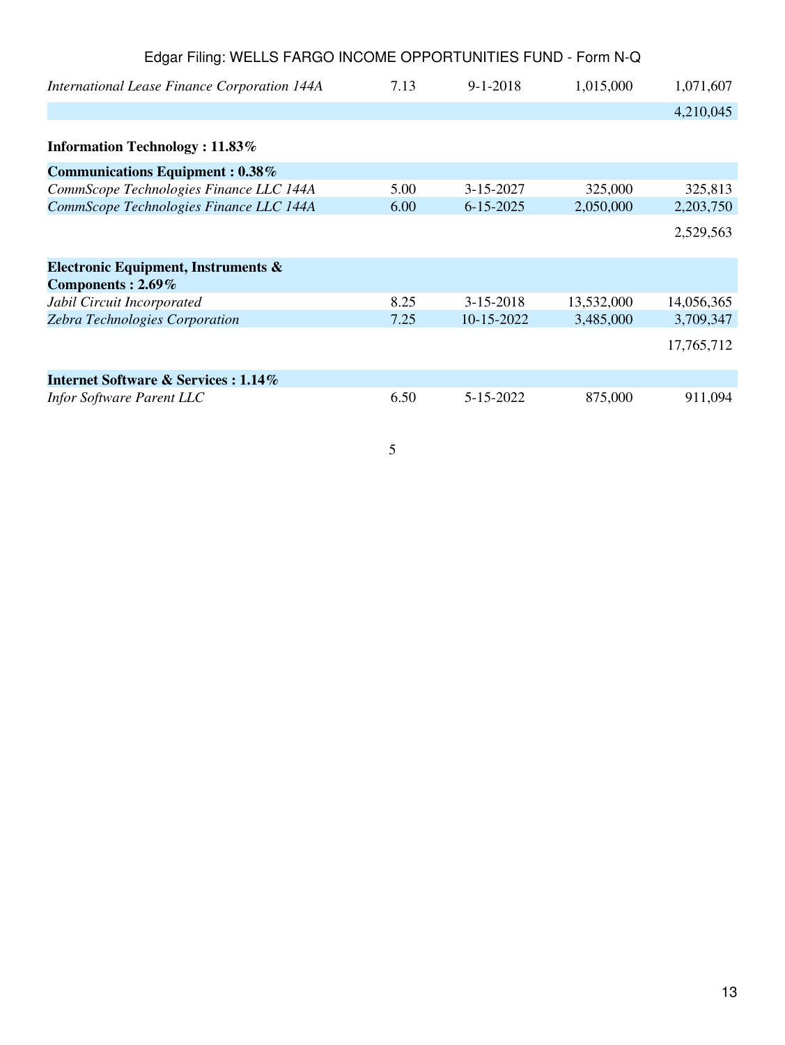| | | | | |
|---|---|---|---|---|
| *International Lease Finance Corporation 144A* | 7.13 | 9-1-2018 | 1,015,000 | 1,071,607 |
| | | | | 4,210,045 |
| **Information Technology : 11.83%** | | | | |
| **Communications Equipment : 0.38%** | | | | |
| *CommScope Technologies Finance LLC 144A* | 5.00 | 3-15-2027 | 325,000 | 325,813 |
| *CommScope Technologies Finance LLC 144A* | 6.00 | 6-15-2025 | 2,050,000 | 2,203,750 |
| | | | | 2,529,563 |
| **Electronic Equipment, Instruments & Components : 2.69%** | | | | |
| *Jabil Circuit Incorporated* | 8.25 | 3-15-2018 | 13,532,000 | 14,056,365 |
| *Zebra Technologies Corporation* | 7.25 | 10-15-2022 | 3,485,000 | 3,709,347 |
| | | | | 17,765,712 |
| **Internet Software & Services : 1.14%** | | | | |
| *Infor Software Parent LLC* | 6.50 | 5-15-2022 | 875,000 | 911,094 |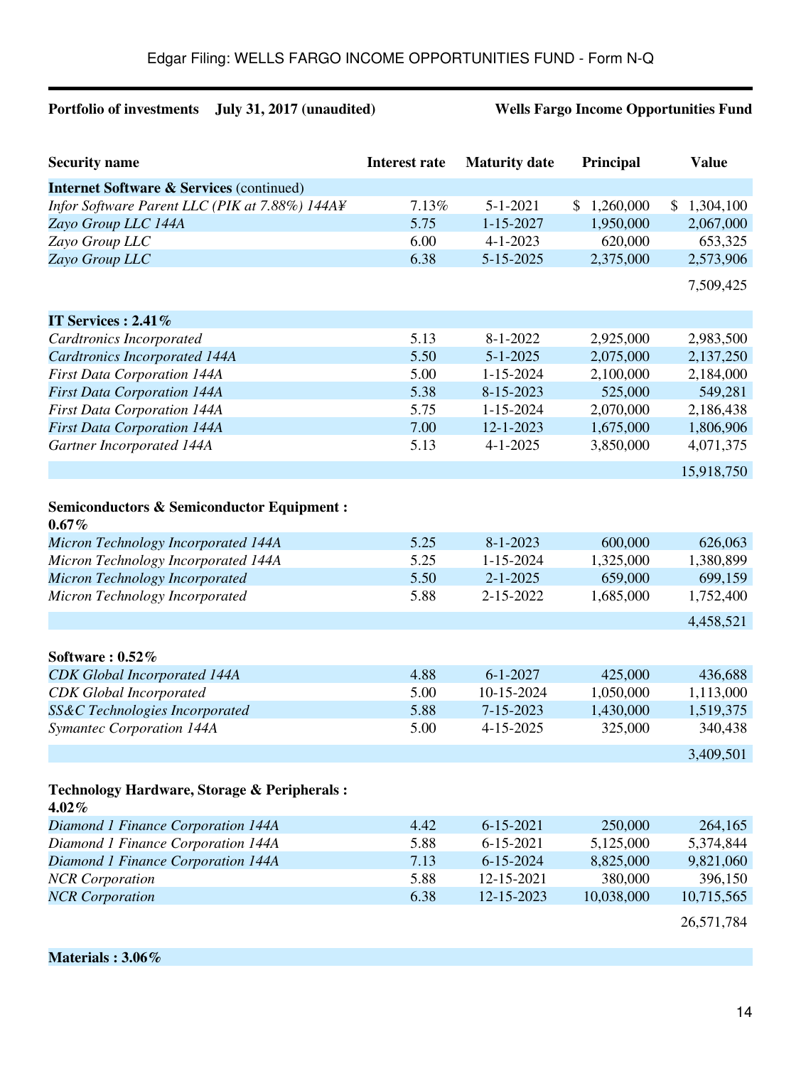**Portfolio of investments July 31, 2017 (unaudited)** **Wells Fargo Income Opportunities Fund**

| Security name | Interest rate | Maturity date | Principal | Value |
|---|---|---|---|---|
| **Internet Software & Services** (continued) | | | | |
| *Infor Software Parent LLC (PIK at 7.88%) 144A¥* | 7.13% | 5-1-2021 | $ 1,260,000 | $ 1,304,100 |
| *Zayo Group LLC 144A* | 5.75 | 1-15-2027 | 1,950,000 | 2,067,000 |
| *Zayo Group LLC* | 6.00 | 4-1-2023 | 620,000 | 653,325 |
| *Zayo Group LLC* | 6.38 | 5-15-2025 | 2,375,000 | 2,573,906 |
| | | | | 7,509,425 |
| **IT Services : 2.41%** | | | | |
| *Cardtronics Incorporated* | 5.13 | 8-1-2022 | 2,925,000 | 2,983,500 |
| *Cardtronics Incorporated 144A* | 5.50 | 5-1-2025 | 2,075,000 | 2,137,250 |
| *First Data Corporation 144A* | 5.00 | 1-15-2024 | 2,100,000 | 2,184,000 |
| *First Data Corporation 144A* | 5.38 | 8-15-2023 | 525,000 | 549,281 |
| *First Data Corporation 144A* | 5.75 | 1-15-2024 | 2,070,000 | 2,186,438 |
| *First Data Corporation 144A* | 7.00 | 12-1-2023 | 1,675,000 | 1,806,906 |
| *Gartner Incorporated 144A* | 5.13 | 4-1-2025 | 3,850,000 | 4,071,375 |
| | | | | 15,918,750 |
| **Semiconductors & Semiconductor Equipment : 0.67%** | | | | |
| *Micron Technology Incorporated 144A* | 5.25 | 8-1-2023 | 600,000 | 626,063 |
| *Micron Technology Incorporated 144A* | 5.25 | 1-15-2024 | 1,325,000 | 1,380,899 |
| *Micron Technology Incorporated* | 5.50 | 2-1-2025 | 659,000 | 699,159 |
| *Micron Technology Incorporated* | 5.88 | 2-15-2022 | 1,685,000 | 1,752,400 |
| | | | | 4,458,521 |
| **Software : 0.52%** | | | | |
| *CDK Global Incorporated 144A* | 4.88 | 6-1-2027 | 425,000 | 436,688 |
| *CDK Global Incorporated* | 5.00 | 10-15-2024 | 1,050,000 | 1,113,000 |
| *SS&C Technologies Incorporated* | 5.88 | 7-15-2023 | 1,430,000 | 1,519,375 |
| *Symantec Corporation 144A* | 5.00 | 4-15-2025 | 325,000 | 340,438 |
| | | | | 3,409,501 |
| **Technology Hardware, Storage & Peripherals : 4.02%** | | | | |
| *Diamond 1 Finance Corporation 144A* | 4.42 | 6-15-2021 | 250,000 | 264,165 |
| *Diamond 1 Finance Corporation 144A* | 5.88 | 6-15-2021 | 5,125,000 | 5,374,844 |
| *Diamond 1 Finance Corporation 144A* | 7.13 | 6-15-2024 | 8,825,000 | 9,821,060 |
| *NCR Corporation* | 5.88 | 12-15-2021 | 380,000 | 396,150 |
| *NCR Corporation* | 6.38 | 12-15-2023 | 10,038,000 | 10,715,565 |
| | | | | 26,571,784 |
| **Materials : 3.06%** | | | | |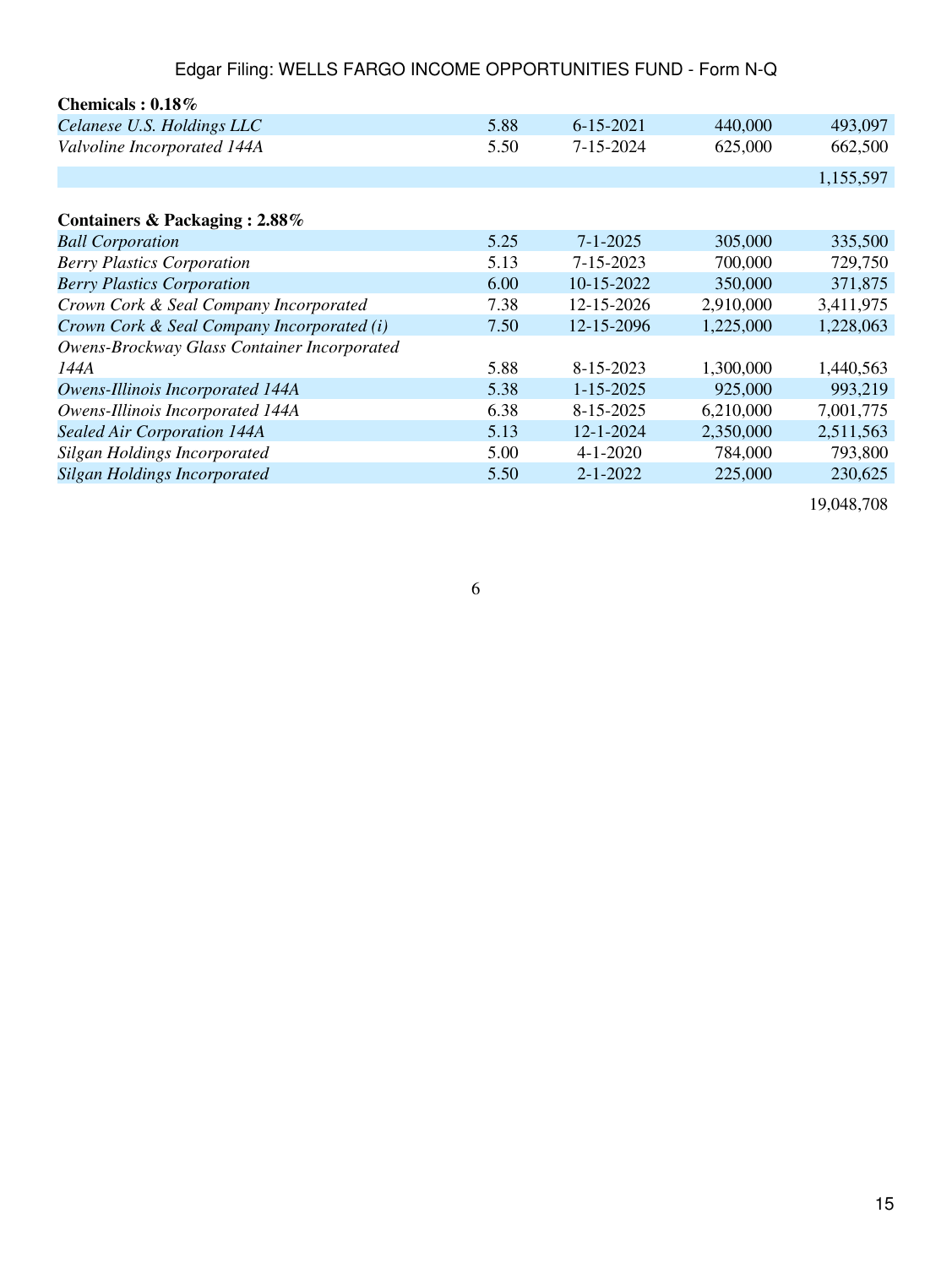| | | | | |
|---|---|---|---|---|
| **Chemicals : 0.18%** | | | | |
| *Celanese U.S. Holdings LLC* | 5.88 | 6-15-2021 | 440,000 | 493,097 |
| *Valvoline Incorporated 144A* | 5.50 | 7-15-2024 | 625,000 | 662,500 |
| | | | | 1,155,597 |
| **Containers & Packaging : 2.88%** | | | | |
| *Ball Corporation* | 5.25 | 7-1-2025 | 305,000 | 335,500 |
| *Berry Plastics Corporation* | 5.13 | 7-15-2023 | 700,000 | 729,750 |
| *Berry Plastics Corporation* | 6.00 | 10-15-2022 | 350,000 | 371,875 |
| *Crown Cork & Seal Company Incorporated* | 7.38 | 12-15-2026 | 2,910,000 | 3,411,975 |
| *Crown Cork & Seal Company Incorporated (i)* | 7.50 | 12-15-2096 | 1,225,000 | 1,228,063 |
| *Owens-Brockway Glass Container Incorporated 144A* | 5.88 | 8-15-2023 | 1,300,000 | 1,440,563 |
| *Owens-Illinois Incorporated 144A* | 5.38 | 1-15-2025 | 925,000 | 993,219 |
| *Owens-Illinois Incorporated 144A* | 6.38 | 8-15-2025 | 6,210,000 | 7,001,775 |
| *Sealed Air Corporation 144A* | 5.13 | 12-1-2024 | 2,350,000 | 2,511,563 |
| *Silgan Holdings Incorporated* | 5.00 | 4-1-2020 | 784,000 | 793,800 |
| *Silgan Holdings Incorporated* | 5.50 | 2-1-2022 | 225,000 | 230,625 |
| | | | | 19,048,708 |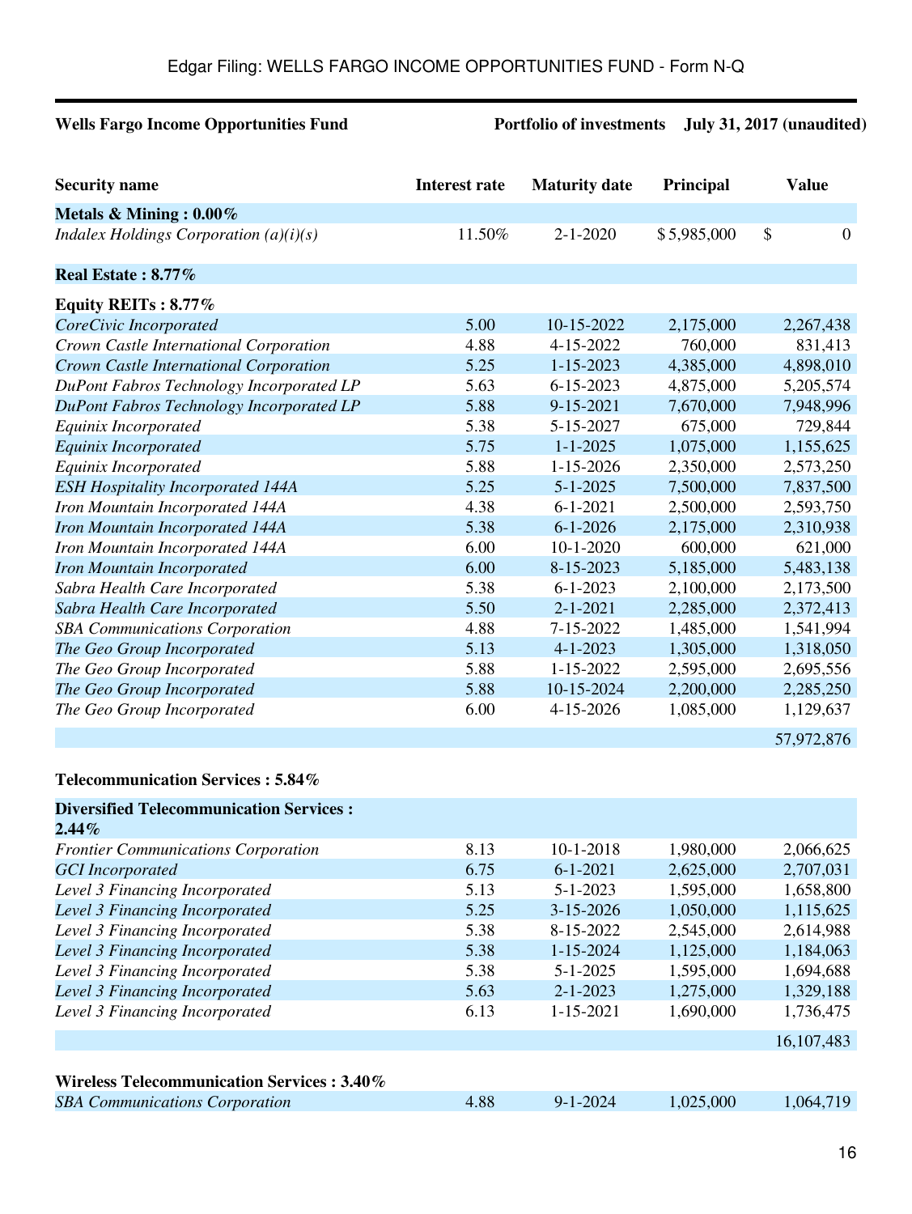**Wells Fargo Income Opportunities Fund** **Portfolio of investments July 31, 2017 (unaudited)**

| Security name | Interest rate | Maturity date | Principal | Value |
|---|---|---|---|---|
| **Metals & Mining : 0.00%** | | | | |
| *Indalex Holdings Corporation (a)(i)(s)* | 11.50% | 2-1-2020 | $ 5,985,000 | $ 0 |
| **Real Estate : 8.77%** | | | | |
| **Equity REITs : 8.77%** | | | | |
| *CoreCivic Incorporated* | 5.00 | 10-15-2022 | 2,175,000 | 2,267,438 |
| *Crown Castle International Corporation* | 4.88 | 4-15-2022 | 760,000 | 831,413 |
| *Crown Castle International Corporation* | 5.25 | 1-15-2023 | 4,385,000 | 4,898,010 |
| *DuPont Fabros Technology Incorporated LP* | 5.63 | 6-15-2023 | 4,875,000 | 5,205,574 |
| *DuPont Fabros Technology Incorporated LP* | 5.88 | 9-15-2021 | 7,670,000 | 7,948,996 |
| *Equinix Incorporated* | 5.38 | 5-15-2027 | 675,000 | 729,844 |
| *Equinix Incorporated* | 5.75 | 1-1-2025 | 1,075,000 | 1,155,625 |
| *Equinix Incorporated* | 5.88 | 1-15-2026 | 2,350,000 | 2,573,250 |
| *ESH Hospitality Incorporated 144A* | 5.25 | 5-1-2025 | 7,500,000 | 7,837,500 |
| *Iron Mountain Incorporated 144A* | 4.38 | 6-1-2021 | 2,500,000 | 2,593,750 |
| *Iron Mountain Incorporated 144A* | 5.38 | 6-1-2026 | 2,175,000 | 2,310,938 |
| *Iron Mountain Incorporated 144A* | 6.00 | 10-1-2020 | 600,000 | 621,000 |
| *Iron Mountain Incorporated* | 6.00 | 8-15-2023 | 5,185,000 | 5,483,138 |
| *Sabra Health Care Incorporated* | 5.38 | 6-1-2023 | 2,100,000 | 2,173,500 |
| *Sabra Health Care Incorporated* | 5.50 | 2-1-2021 | 2,285,000 | 2,372,413 |
| *SBA Communications Corporation* | 4.88 | 7-15-2022 | 1,485,000 | 1,541,994 |
| *The Geo Group Incorporated* | 5.13 | 4-1-2023 | 1,305,000 | 1,318,050 |
| *The Geo Group Incorporated* | 5.88 | 1-15-2022 | 2,595,000 | 2,695,556 |
| *The Geo Group Incorporated* | 5.88 | 10-15-2024 | 2,200,000 | 2,285,250 |
| *The Geo Group Incorporated* | 6.00 | 4-15-2026 | 1,085,000 | 1,129,637 |
| | | | | 57,972,876 |
| **Telecommunication Services : 5.84%** | | | | |
| **Diversified Telecommunication Services : 2.44%** | | | | |
| *Frontier Communications Corporation* | 8.13 | 10-1-2018 | 1,980,000 | 2,066,625 |
| *GCI Incorporated* | 6.75 | 6-1-2021 | 2,625,000 | 2,707,031 |
| *Level 3 Financing Incorporated* | 5.13 | 5-1-2023 | 1,595,000 | 1,658,800 |
| *Level 3 Financing Incorporated* | 5.25 | 3-15-2026 | 1,050,000 | 1,115,625 |
| *Level 3 Financing Incorporated* | 5.38 | 8-15-2022 | 2,545,000 | 2,614,988 |
| *Level 3 Financing Incorporated* | 5.38 | 1-15-2024 | 1,125,000 | 1,184,063 |
| *Level 3 Financing Incorporated* | 5.38 | 5-1-2025 | 1,595,000 | 1,694,688 |
| *Level 3 Financing Incorporated* | 5.63 | 2-1-2023 | 1,275,000 | 1,329,188 |
| *Level 3 Financing Incorporated* | 6.13 | 1-15-2021 | 1,690,000 | 1,736,475 |
| | | | | 16,107,483 |
| **Wireless Telecommunication Services : 3.40%** | | | | |
| *SBA Communications Corporation* | 4.88 | 9-1-2024 | 1,025,000 | 1,064,719 |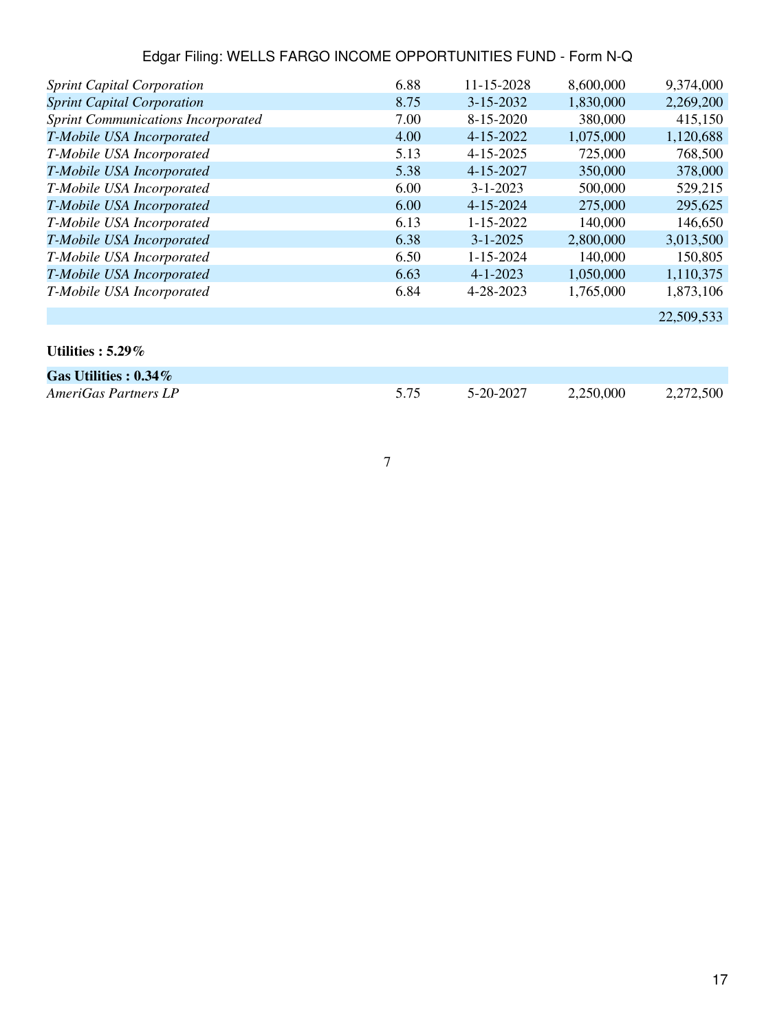| | | | | |
|---|---|---|---|---|
| *Sprint Capital Corporation* | 6.88 | 11-15-2028 | 8,600,000 | 9,374,000 |
| *Sprint Capital Corporation* | 8.75 | 3-15-2032 | 1,830,000 | 2,269,200 |
| *Sprint Communications Incorporated* | 7.00 | 8-15-2020 | 380,000 | 415,150 |
| *T-Mobile USA Incorporated* | 4.00 | 4-15-2022 | 1,075,000 | 1,120,688 |
| *T-Mobile USA Incorporated* | 5.13 | 4-15-2025 | 725,000 | 768,500 |
| *T-Mobile USA Incorporated* | 5.38 | 4-15-2027 | 350,000 | 378,000 |
| *T-Mobile USA Incorporated* | 6.00 | 3-1-2023 | 500,000 | 529,215 |
| *T-Mobile USA Incorporated* | 6.00 | 4-15-2024 | 275,000 | 295,625 |
| *T-Mobile USA Incorporated* | 6.13 | 1-15-2022 | 140,000 | 146,650 |
| *T-Mobile USA Incorporated* | 6.38 | 3-1-2025 | 2,800,000 | 3,013,500 |
| *T-Mobile USA Incorporated* | 6.50 | 1-15-2024 | 140,000 | 150,805 |
| *T-Mobile USA Incorporated* | 6.63 | 4-1-2023 | 1,050,000 | 1,110,375 |
| *T-Mobile USA Incorporated* | 6.84 | 4-28-2023 | 1,765,000 | 1,873,106 |
| | | | | 22,509,533 |

**Utilities : 5.29%**

| | | | | |
|---|---|---|---|---|
| **Gas Utilities : 0.34%** | | | | |
| *AmeriGas Partners LP* | 5.75 | 5-20-2027 | 2,250,000 | 2,272,500 |

7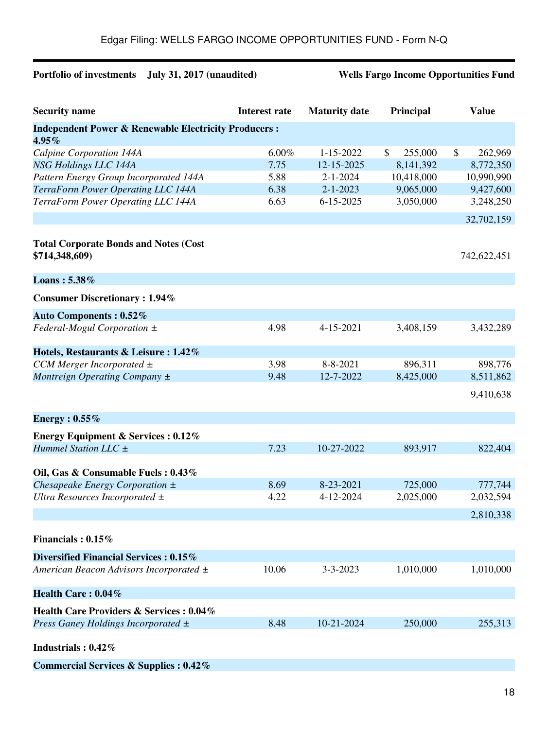Edgar Filing: WELLS FARGO INCOME OPPORTUNITIES FUND - Form N-Q

**Portfolio of investments July 31, 2017 (unaudited)** **Wells Fargo Income Opportunities Fund**

| Security name | Interest rate | Maturity date | Principal | Value |
|---|---|---|---|---|
| **Independent Power & Renewable Electricity Producers : 4.95%** | | | | |
| *Calpine Corporation 144A* | 6.00% | 1-15-2022 | $ 255,000 | $ 262,969 |
| *NSG Holdings LLC 144A* | 7.75 | 12-15-2025 | 8,141,392 | 8,772,350 |
| *Pattern Energy Group Incorporated 144A* | 5.88 | 2-1-2024 | 10,418,000 | 10,990,990 |
| *TerraForm Power Operating LLC 144A* | 6.38 | 2-1-2023 | 9,065,000 | 9,427,600 |
| *TerraForm Power Operating LLC 144A* | 6.63 | 6-15-2025 | 3,050,000 | 3,248,250 |
| | | | | 32,702,159 |
| **Total Corporate Bonds and Notes (Cost $714,348,609)** | | | | 742,622,451 |
| **Loans : 5.38%** | | | | |
| **Consumer Discretionary : 1.94%** | | | | |
| **Auto Components : 0.52%** | | | | |
| *Federal-Mogul Corporation ±* | 4.98 | 4-15-2021 | 3,408,159 | 3,432,289 |
| **Hotels, Restaurants & Leisure : 1.42%** | | | | |
| *CCM Merger Incorporated ±* | 3.98 | 8-8-2021 | 896,311 | 898,776 |
| *Montreign Operating Company ±* | 9.48 | 12-7-2022 | 8,425,000 | 8,511,862 |
| | | | | 9,410,638 |
| **Energy : 0.55%** | | | | |
| **Energy Equipment & Services : 0.12%** | | | | |
| *Hummel Station LLC ±* | 7.23 | 10-27-2022 | 893,917 | 822,404 |
| **Oil, Gas & Consumable Fuels : 0.43%** | | | | |
| *Chesapeake Energy Corporation ±* | 8.69 | 8-23-2021 | 725,000 | 777,744 |
| *Ultra Resources Incorporated ±* | 4.22 | 4-12-2024 | 2,025,000 | 2,032,594 |
| | | | | 2,810,338 |
| **Financials : 0.15%** | | | | |
| **Diversified Financial Services : 0.15%** | | | | |
| *American Beacon Advisors Incorporated ±* | 10.06 | 3-3-2023 | 1,010,000 | 1,010,000 |
| **Health Care : 0.04%** | | | | |
| **Health Care Providers & Services : 0.04%** | | | | |
| *Press Ganey Holdings Incorporated ±* | 8.48 | 10-21-2024 | 250,000 | 255,313 |
| **Industrials : 0.42%** | | | | |
| **Commercial Services & Supplies : 0.42%** | | | | |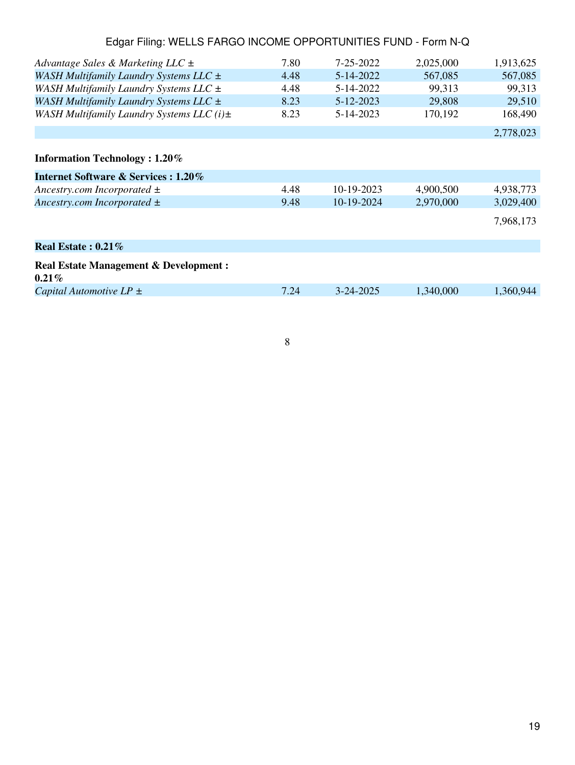| | | | | |
|---|---|---|---|---|
| *Advantage Sales & Marketing LLC ±* | 7.80 | 7-25-2022 | 2,025,000 | 1,913,625 |
| *WASH Multifamily Laundry Systems LLC ±* | 4.48 | 5-14-2022 | 567,085 | 567,085 |
| *WASH Multifamily Laundry Systems LLC ±* | 4.48 | 5-14-2022 | 99,313 | 99,313 |
| *WASH Multifamily Laundry Systems LLC ±* | 8.23 | 5-12-2023 | 29,808 | 29,510 |
| *WASH Multifamily Laundry Systems LLC (i)±* | 8.23 | 5-14-2023 | 170,192 | 168,490 |
| | | | | 2,778,023 |
| **Information Technology : 1.20%** | | | | |
| **Internet Software & Services : 1.20%** | | | | |
| *Ancestry.com Incorporated ±* | 4.48 | 10-19-2023 | 4,900,500 | 4,938,773 |
| *Ancestry.com Incorporated ±* | 9.48 | 10-19-2024 | 2,970,000 | 3,029,400 |
| | | | | 7,968,173 |
| **Real Estate : 0.21%** | | | | |
| **Real Estate Management & Development : 0.21%** | | | | |
| *Capital Automotive LP ±* | 7.24 | 3-24-2025 | 1,340,000 | 1,360,944 |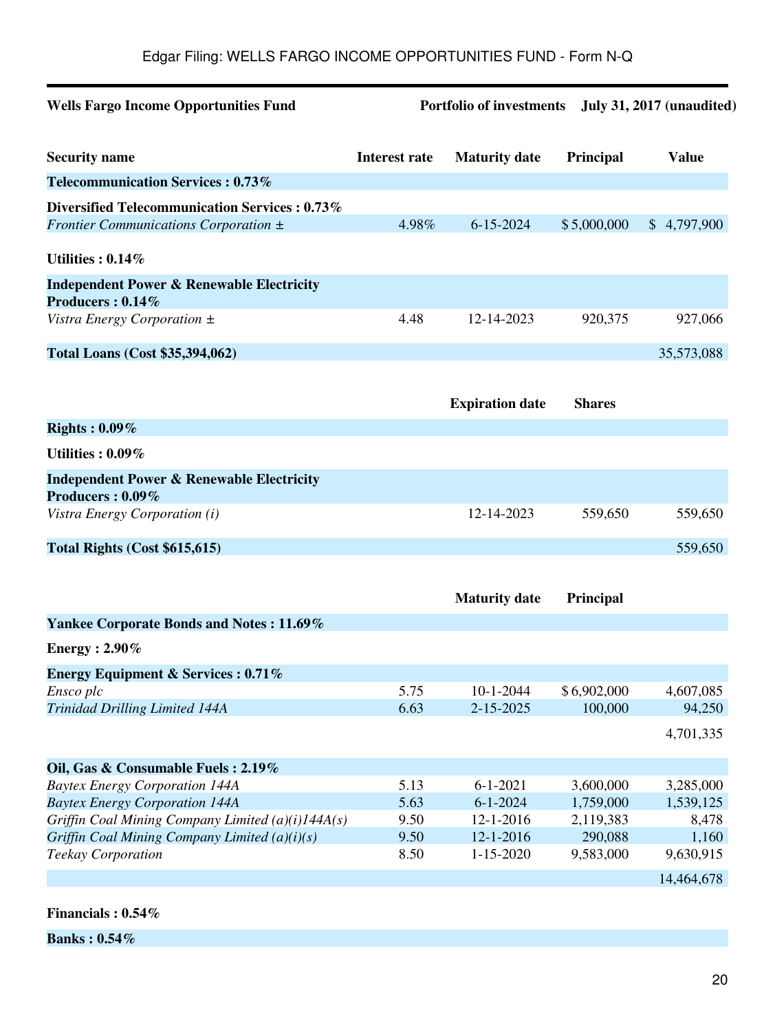Wells Fargo Income Opportunities Fund — Portfolio of investments — July 31, 2017 (unaudited)

| Security name | Interest rate | Maturity date | Principal | Value |
|---|---|---|---|---|
| **Telecommunication Services : 0.73%** | | | | |
| **Diversified Telecommunication Services : 0.73%** | | | | |
| *Frontier Communications Corporation ±* | 4.98% | 6-15-2024 | $ 5,000,000 | $ 4,797,900 |
| **Utilities : 0.14%** | | | | |
| **Independent Power & Renewable Electricity Producers : 0.14%** | | | | |
| *Vistra Energy Corporation ±* | 4.48 | 12-14-2023 | 920,375 | 927,066 |
| **Total Loans (Cost $35,394,062)** | | | | 35,573,088 |

| | | Expiration date | Shares | |
|---|---|---|---|---|
| **Rights : 0.09%** | | | | |
| **Utilities : 0.09%** | | | | |
| **Independent Power & Renewable Electricity Producers : 0.09%** | | | | |
| *Vistra Energy Corporation (i)* | | 12-14-2023 | 559,650 | 559,650 |
| **Total Rights (Cost $615,615)** | | | | 559,650 |

| | | Maturity date | Principal | |
|---|---|---|---|---|
| **Yankee Corporate Bonds and Notes : 11.69%** | | | | |
| **Energy : 2.90%** | | | | |
| **Energy Equipment & Services : 0.71%** | | | | |
| *Ensco plc* | 5.75 | 10-1-2044 | $ 6,902,000 | 4,607,085 |
| *Trinidad Drilling Limited 144A* | 6.63 | 2-15-2025 | 100,000 | 94,250 |
| | | | | 4,701,335 |
| **Oil, Gas & Consumable Fuels : 2.19%** | | | | |
| *Baytex Energy Corporation 144A* | 5.13 | 6-1-2021 | 3,600,000 | 3,285,000 |
| *Baytex Energy Corporation 144A* | 5.63 | 6-1-2024 | 1,759,000 | 1,539,125 |
| *Griffin Coal Mining Company Limited (a)(i)144A(s)* | 9.50 | 12-1-2016 | 2,119,383 | 8,478 |
| *Griffin Coal Mining Company Limited (a)(i)(s)* | 9.50 | 12-1-2016 | 290,088 | 1,160 |
| *Teekay Corporation* | 8.50 | 1-15-2020 | 9,583,000 | 9,630,915 |
| | | | | 14,464,678 |
| **Financials : 0.54%** | | | | |
| **Banks : 0.54%** | | | | |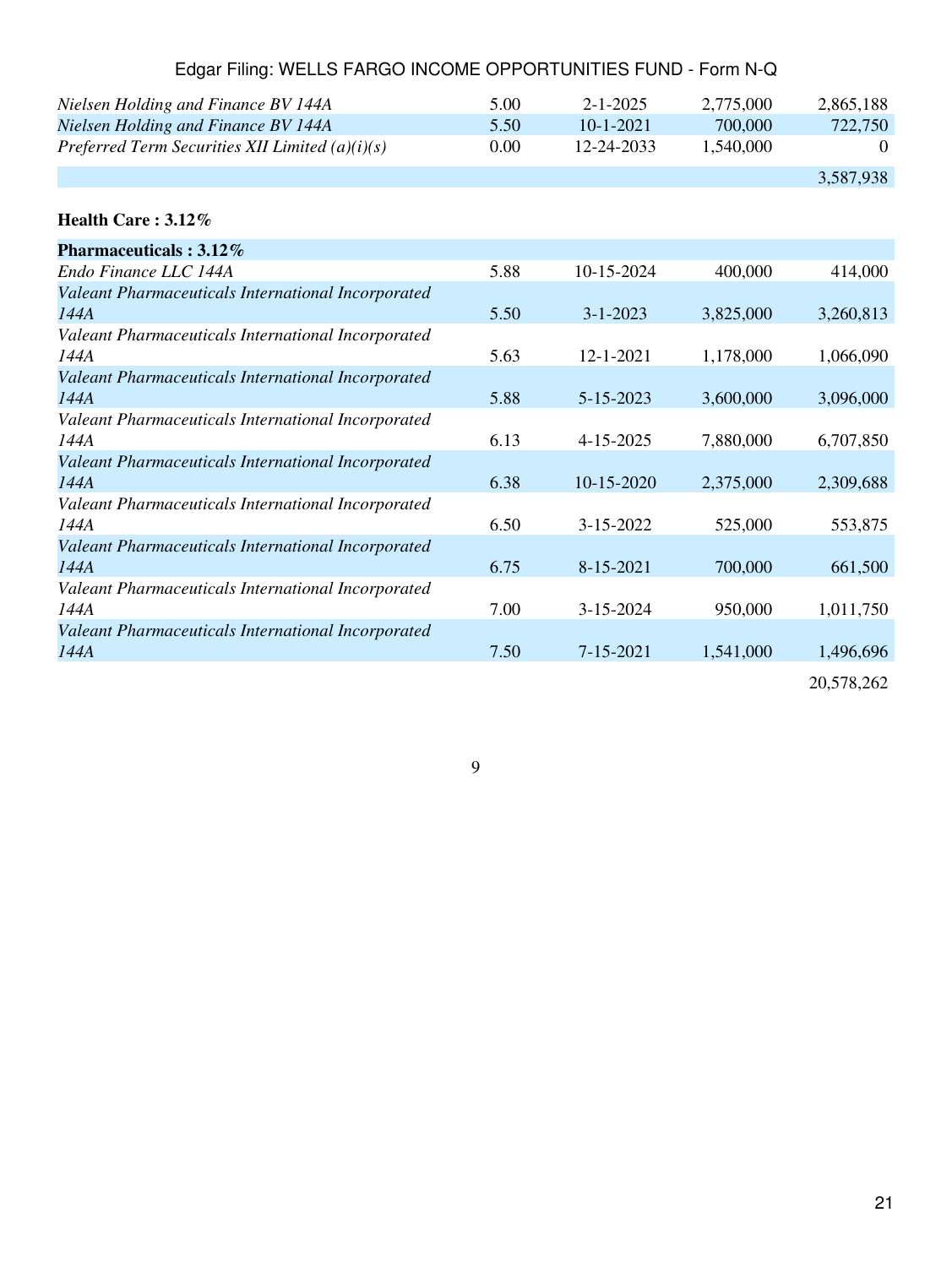| | | | | |
|---|---|---|---|---|
| *Nielsen Holding and Finance BV 144A* | 5.00 | 2-1-2025 | 2,775,000 | 2,865,188 |
| *Nielsen Holding and Finance BV 144A* | 5.50 | 10-1-2021 | 700,000 | 722,750 |
| *Preferred Term Securities XII Limited (a)(i)(s)* | 0.00 | 12-24-2033 | 1,540,000 | 0 |
| | | | | 3,587,938 |

**Health Care : 3.12%**

| | | | | |
|---|---|---|---|---|
| **Pharmaceuticals : 3.12%** | | | | |
| *Endo Finance LLC 144A* | 5.88 | 10-15-2024 | 400,000 | 414,000 |
| *Valeant Pharmaceuticals International Incorporated 144A* | 5.50 | 3-1-2023 | 3,825,000 | 3,260,813 |
| *Valeant Pharmaceuticals International Incorporated 144A* | 5.63 | 12-1-2021 | 1,178,000 | 1,066,090 |
| *Valeant Pharmaceuticals International Incorporated 144A* | 5.88 | 5-15-2023 | 3,600,000 | 3,096,000 |
| *Valeant Pharmaceuticals International Incorporated 144A* | 6.13 | 4-15-2025 | 7,880,000 | 6,707,850 |
| *Valeant Pharmaceuticals International Incorporated 144A* | 6.38 | 10-15-2020 | 2,375,000 | 2,309,688 |
| *Valeant Pharmaceuticals International Incorporated 144A* | 6.50 | 3-15-2022 | 525,000 | 553,875 |
| *Valeant Pharmaceuticals International Incorporated 144A* | 6.75 | 8-15-2021 | 700,000 | 661,500 |
| *Valeant Pharmaceuticals International Incorporated 144A* | 7.00 | 3-15-2024 | 950,000 | 1,011,750 |
| *Valeant Pharmaceuticals International Incorporated 144A* | 7.50 | 7-15-2021 | 1,541,000 | 1,496,696 |
| | | | | 20,578,262 |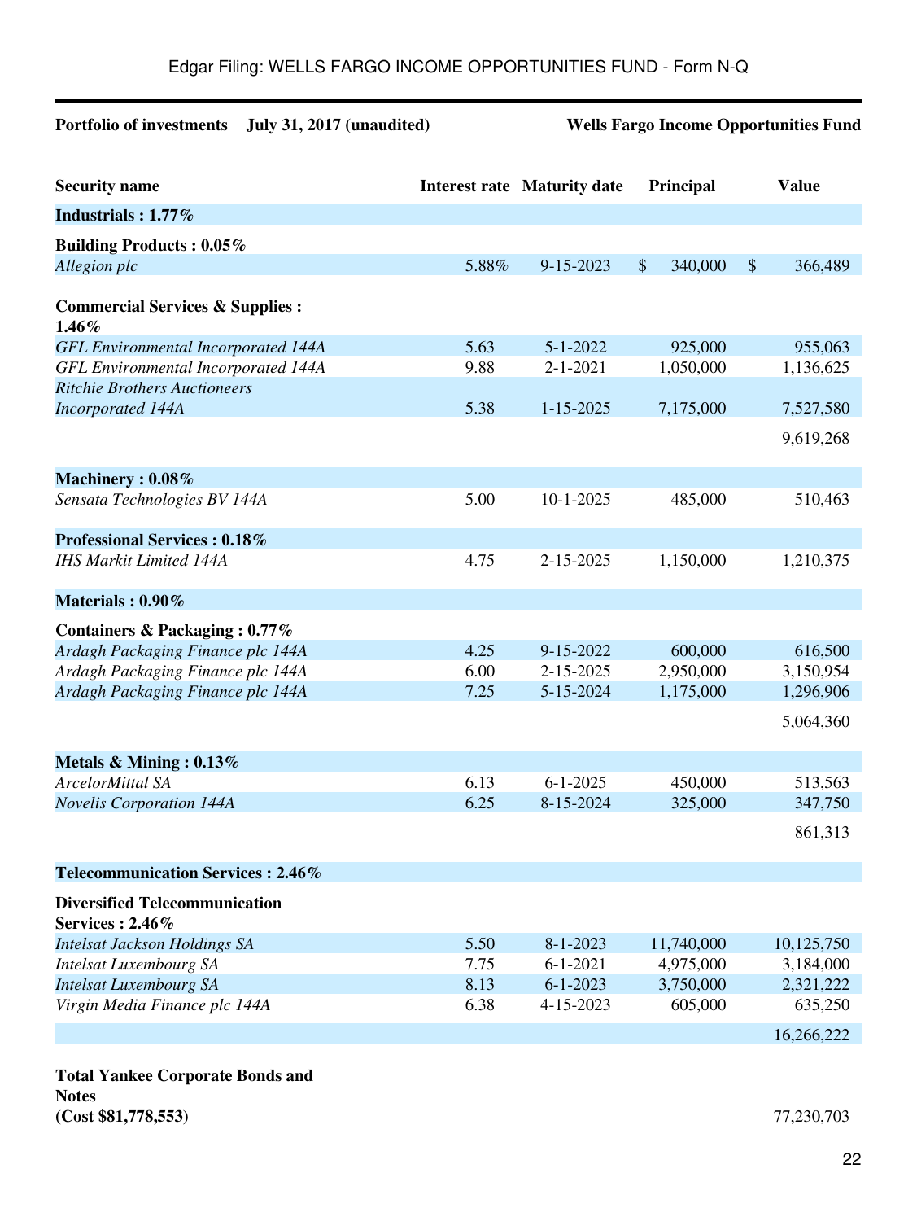Edgar Filing: WELLS FARGO INCOME OPPORTUNITIES FUND - Form N-Q

**Portfolio of investments July 31, 2017 (unaudited)** **Wells Fargo Income Opportunities Fund**

| Security name | Interest rate | Maturity date | Principal | Value |
|---|---|---|---|---|
| **Industrials : 1.77%** | | | | |
| **Building Products : 0.05%** | | | | |
| *Allegion plc* | 5.88% | 9-15-2023 | $ 340,000 | $ 366,489 |
| **Commercial Services & Supplies : 1.46%** | | | | |
| *GFL Environmental Incorporated 144A* | 5.63 | 5-1-2022 | 925,000 | 955,063 |
| *GFL Environmental Incorporated 144A* | 9.88 | 2-1-2021 | 1,050,000 | 1,136,625 |
| *Ritchie Brothers Auctioneers Incorporated 144A* | 5.38 | 1-15-2025 | 7,175,000 | 7,527,580 |
| | | | | 9,619,268 |
| **Machinery : 0.08%** | | | | |
| *Sensata Technologies BV 144A* | 5.00 | 10-1-2025 | 485,000 | 510,463 |
| **Professional Services : 0.18%** | | | | |
| *IHS Markit Limited 144A* | 4.75 | 2-15-2025 | 1,150,000 | 1,210,375 |
| **Materials : 0.90%** | | | | |
| **Containers & Packaging : 0.77%** | | | | |
| *Ardagh Packaging Finance plc 144A* | 4.25 | 9-15-2022 | 600,000 | 616,500 |
| *Ardagh Packaging Finance plc 144A* | 6.00 | 2-15-2025 | 2,950,000 | 3,150,954 |
| *Ardagh Packaging Finance plc 144A* | 7.25 | 5-15-2024 | 1,175,000 | 1,296,906 |
| | | | | 5,064,360 |
| **Metals & Mining : 0.13%** | | | | |
| *ArcelorMittal SA* | 6.13 | 6-1-2025 | 450,000 | 513,563 |
| *Novelis Corporation 144A* | 6.25 | 8-15-2024 | 325,000 | 347,750 |
| | | | | 861,313 |
| **Telecommunication Services : 2.46%** | | | | |
| **Diversified Telecommunication Services : 2.46%** | | | | |
| *Intelsat Jackson Holdings SA* | 5.50 | 8-1-2023 | 11,740,000 | 10,125,750 |
| *Intelsat Luxembourg SA* | 7.75 | 6-1-2021 | 4,975,000 | 3,184,000 |
| *Intelsat Luxembourg SA* | 8.13 | 6-1-2023 | 3,750,000 | 2,321,222 |
| *Virgin Media Finance plc 144A* | 6.38 | 4-15-2023 | 605,000 | 635,250 |
| | | | | 16,266,222 |
| **Total Yankee Corporate Bonds and Notes (Cost $81,778,553)** | | | | 77,230,703 |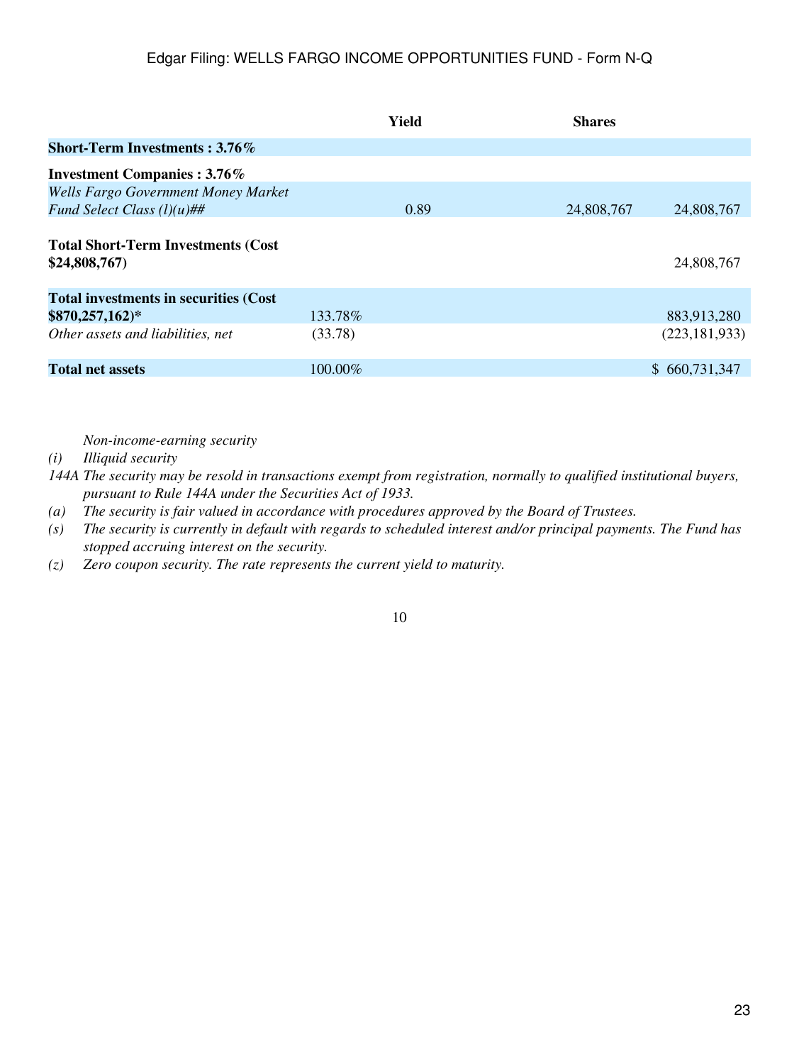| | Yield | Shares | |
|---|---|---|---|
| **Short-Term Investments : 3.76%** | | | |
| **Investment Companies : 3.76%** | | | |
| *Wells Fargo Government Money Market Fund Select Class (l)(u)##* | 0.89 | 24,808,767 | 24,808,767 |
| **Total Short-Term Investments (Cost $24,808,767)** | | | 24,808,767 |
| **Total investments in securities (Cost $870,257,162)*** | 133.78% | | 883,913,280 |
| *Other assets and liabilities, net* | (33.78) | | (223,181,933) |
| **Total net assets** | 100.00% | | $ 660,731,347 |

*Non-income-earning security*

(i) *Illiquid security*

144A *The security may be resold in transactions exempt from registration, normally to qualified institutional buyers, pursuant to Rule 144A under the Securities Act of 1933.*

(a) *The security is fair valued in accordance with procedures approved by the Board of Trustees.*

(s) *The security is currently in default with regards to scheduled interest and/or principal payments. The Fund has stopped accruing interest on the security.*

(z) *Zero coupon security. The rate represents the current yield to maturity.*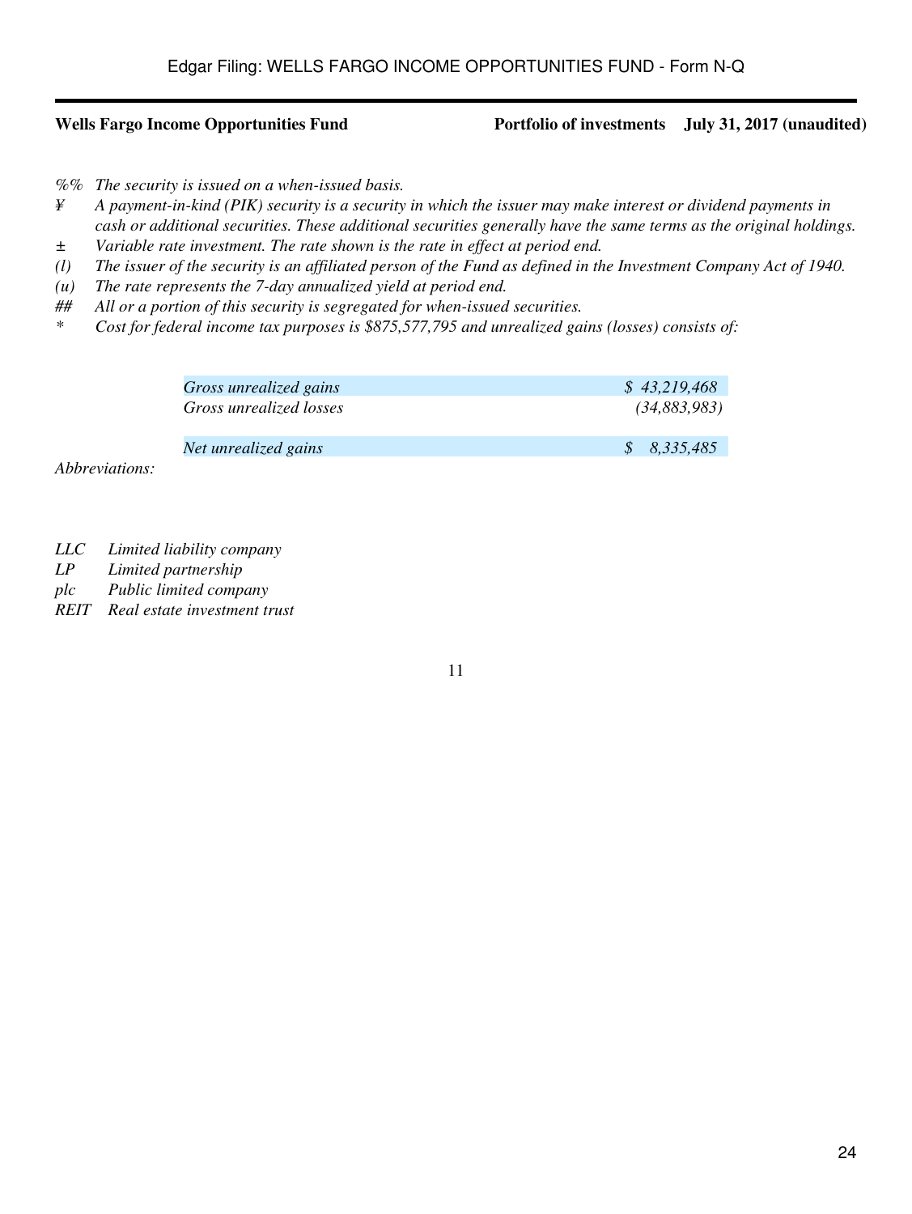**Wells Fargo Income Opportunities Fund** **Portfolio of investments July 31, 2017 (unaudited)**

*%% The security is issued on a when-issued basis.*

*¥ A payment-in-kind (PIK) security is a security in which the issuer may make interest or dividend payments in cash or additional securities. These additional securities generally have the same terms as the original holdings.*

*± Variable rate investment. The rate shown is the rate in effect at period end.*

*(l) The issuer of the security is an affiliated person of the Fund as defined in the Investment Company Act of 1940.*

*(u) The rate represents the 7-day annualized yield at period end.*

*## All or a portion of this security is segregated for when-issued securities.*

*\* Cost for federal income tax purposes is $875,577,795 and unrealized gains (losses) consists of:*

| | |
|---|---|
| *Gross unrealized gains* | *$ 43,219,468* |
| *Gross unrealized losses* | *(34,883,983)* |
| *Net unrealized gains* | *$ 8,335,485* |

*Abbreviations:*

*LLC Limited liability company*

*LP Limited partnership*

*plc Public limited company*

*REIT Real estate investment trust*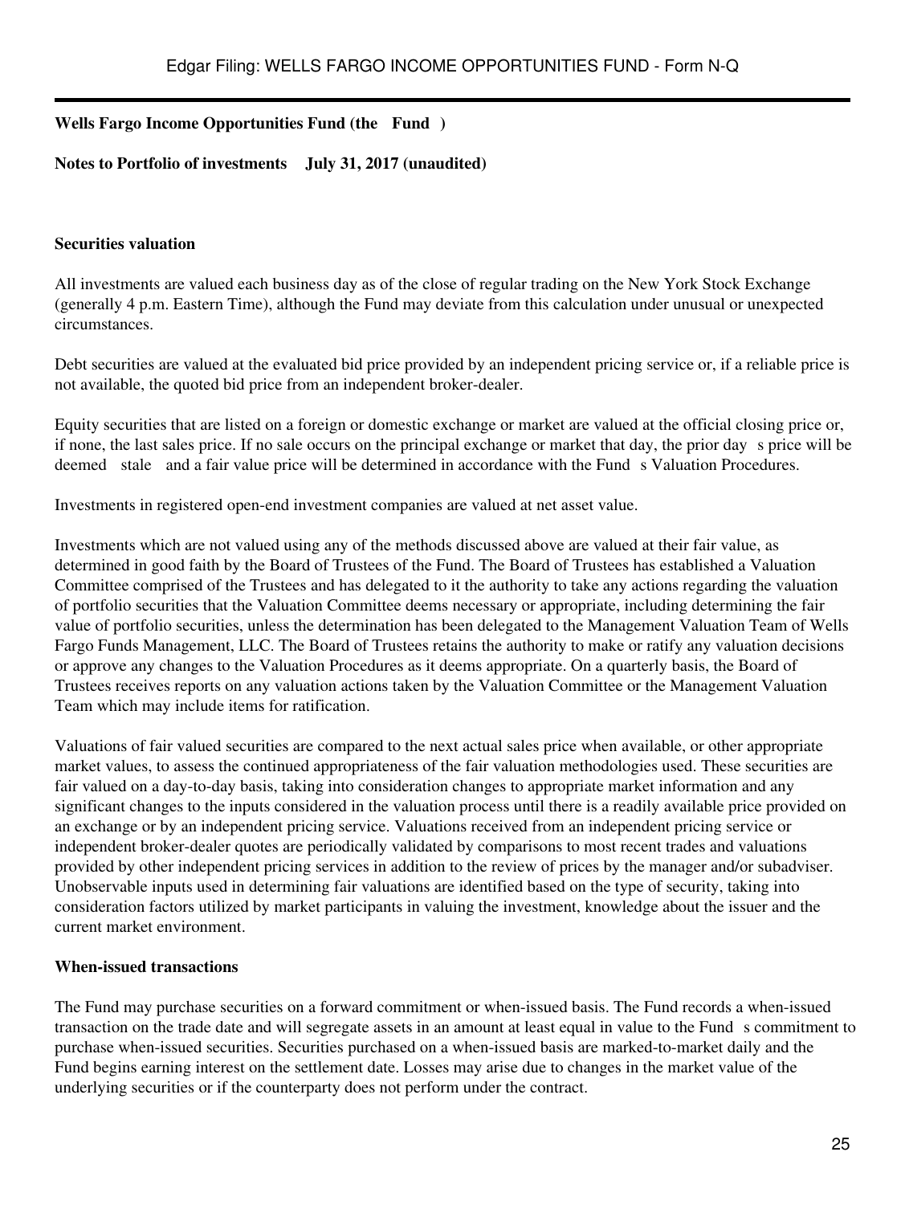**Wells Fargo Income Opportunities Fund (the Fund )**

**Notes to Portfolio of investments July 31, 2017 (unaudited)**

**Securities valuation**

All investments are valued each business day as of the close of regular trading on the New York Stock Exchange (generally 4 p.m. Eastern Time), although the Fund may deviate from this calculation under unusual or unexpected circumstances.

Debt securities are valued at the evaluated bid price provided by an independent pricing service or, if a reliable price is not available, the quoted bid price from an independent broker-dealer.

Equity securities that are listed on a foreign or domestic exchange or market are valued at the official closing price or, if none, the last sales price. If no sale occurs on the principal exchange or market that day, the prior day s price will be deemed stale and a fair value price will be determined in accordance with the Fund s Valuation Procedures.

Investments in registered open-end investment companies are valued at net asset value.

Investments which are not valued using any of the methods discussed above are valued at their fair value, as determined in good faith by the Board of Trustees of the Fund. The Board of Trustees has established a Valuation Committee comprised of the Trustees and has delegated to it the authority to take any actions regarding the valuation of portfolio securities that the Valuation Committee deems necessary or appropriate, including determining the fair value of portfolio securities, unless the determination has been delegated to the Management Valuation Team of Wells Fargo Funds Management, LLC. The Board of Trustees retains the authority to make or ratify any valuation decisions or approve any changes to the Valuation Procedures as it deems appropriate. On a quarterly basis, the Board of Trustees receives reports on any valuation actions taken by the Valuation Committee or the Management Valuation Team which may include items for ratification.

Valuations of fair valued securities are compared to the next actual sales price when available, or other appropriate market values, to assess the continued appropriateness of the fair valuation methodologies used. These securities are fair valued on a day-to-day basis, taking into consideration changes to appropriate market information and any significant changes to the inputs considered in the valuation process until there is a readily available price provided on an exchange or by an independent pricing service. Valuations received from an independent pricing service or independent broker-dealer quotes are periodically validated by comparisons to most recent trades and valuations provided by other independent pricing services in addition to the review of prices by the manager and/or subadviser. Unobservable inputs used in determining fair valuations are identified based on the type of security, taking into consideration factors utilized by market participants in valuing the investment, knowledge about the issuer and the current market environment.

**When-issued transactions**

The Fund may purchase securities on a forward commitment or when-issued basis. The Fund records a when-issued transaction on the trade date and will segregate assets in an amount at least equal in value to the Fund s commitment to purchase when-issued securities. Securities purchased on a when-issued basis are marked-to-market daily and the Fund begins earning interest on the settlement date. Losses may arise due to changes in the market value of the underlying securities or if the counterparty does not perform under the contract.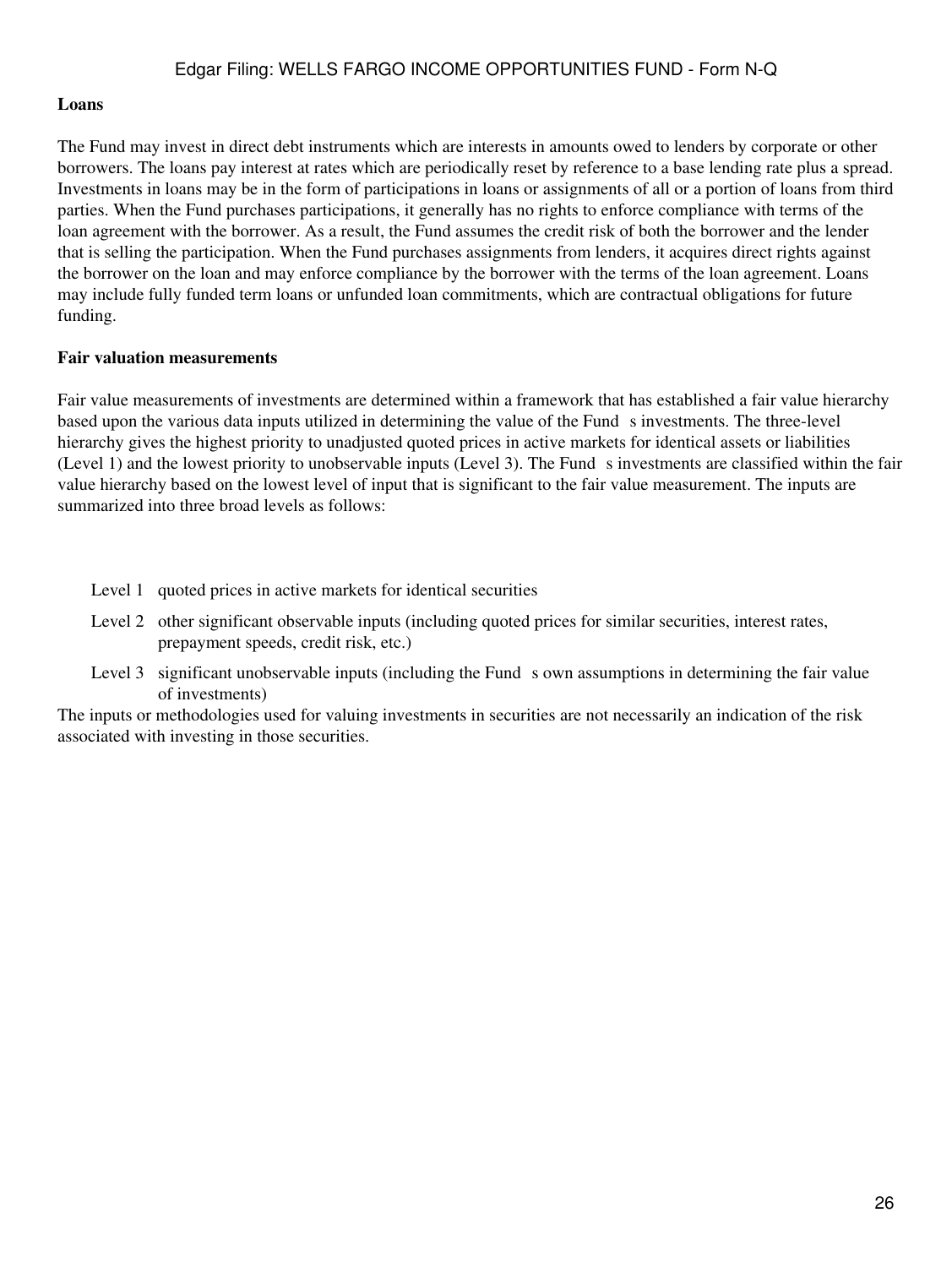**Loans**

The Fund may invest in direct debt instruments which are interests in amounts owed to lenders by corporate or other borrowers. The loans pay interest at rates which are periodically reset by reference to a base lending rate plus a spread. Investments in loans may be in the form of participations in loans or assignments of all or a portion of loans from third parties. When the Fund purchases participations, it generally has no rights to enforce compliance with terms of the loan agreement with the borrower. As a result, the Fund assumes the credit risk of both the borrower and the lender that is selling the participation. When the Fund purchases assignments from lenders, it acquires direct rights against the borrower on the loan and may enforce compliance by the borrower with the terms of the loan agreement. Loans may include fully funded term loans or unfunded loan commitments, which are contractual obligations for future funding.

**Fair valuation measurements**

Fair value measurements of investments are determined within a framework that has established a fair value hierarchy based upon the various data inputs utilized in determining the value of the Fund s investments. The three-level hierarchy gives the highest priority to unadjusted quoted prices in active markets for identical assets or liabilities (Level 1) and the lowest priority to unobservable inputs (Level 3). The Fund s investments are classified within the fair value hierarchy based on the lowest level of input that is significant to the fair value measurement. The inputs are summarized into three broad levels as follows:

- Level 1 quoted prices in active markets for identical securities
- Level 2 other significant observable inputs (including quoted prices for similar securities, interest rates, prepayment speeds, credit risk, etc.)
- Level 3 significant unobservable inputs (including the Fund s own assumptions in determining the fair value of investments)

The inputs or methodologies used for valuing investments in securities are not necessarily an indication of the risk associated with investing in those securities.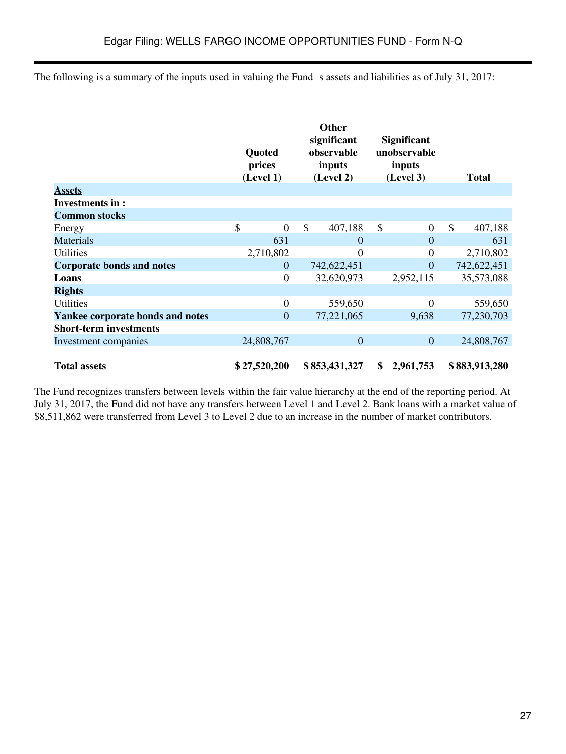The following is a summary of the inputs used in valuing the Fund s assets and liabilities as of July 31, 2017:

| | Quoted prices (Level 1) | Other significant observable inputs (Level 2) | Significant unobservable inputs (Level 3) | Total |
|---|---|---|---|---|
| **Assets** | | | | |
| **Investments in :** | | | | |
| **Common stocks** | | | | |
| Energy | $ 0 | $ 407,188 | $ 0 | $ 407,188 |
| Materials | 631 | 0 | 0 | 631 |
| Utilities | 2,710,802 | 0 | 0 | 2,710,802 |
| **Corporate bonds and notes** | 0 | 742,622,451 | 0 | 742,622,451 |
| **Loans** | 0 | 32,620,973 | 2,952,115 | 35,573,088 |
| **Rights** | | | | |
| Utilities | 0 | 559,650 | 0 | 559,650 |
| **Yankee corporate bonds and notes** | 0 | 77,221,065 | 9,638 | 77,230,703 |
| **Short-term investments** | | | | |
| Investment companies | 24,808,767 | 0 | 0 | 24,808,767 |
| **Total assets** | **$ 27,520,200** | **$ 853,431,327** | **$ 2,961,753** | **$ 883,913,280** |

The Fund recognizes transfers between levels within the fair value hierarchy at the end of the reporting period. At July 31, 2017, the Fund did not have any transfers between Level 1 and Level 2. Bank loans with a market value of $8,511,862 were transferred from Level 3 to Level 2 due to an increase in the number of market contributors.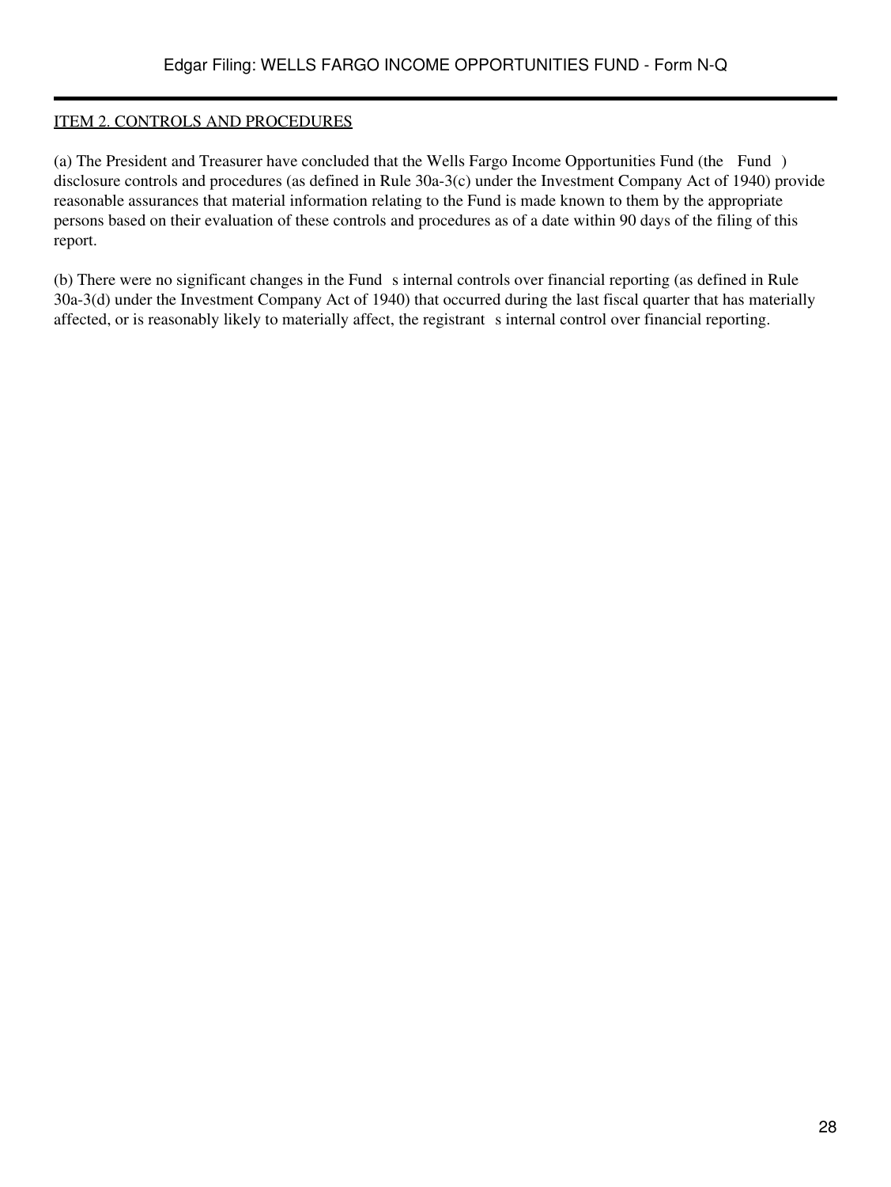ITEM 2. CONTROLS AND PROCEDURES

(a) The President and Treasurer have concluded that the Wells Fargo Income Opportunities Fund (the Fund ) disclosure controls and procedures (as defined in Rule 30a-3(c) under the Investment Company Act of 1940) provide reasonable assurances that material information relating to the Fund is made known to them by the appropriate persons based on their evaluation of these controls and procedures as of a date within 90 days of the filing of this report.

(b) There were no significant changes in the Fund s internal controls over financial reporting (as defined in Rule 30a-3(d) under the Investment Company Act of 1940) that occurred during the last fiscal quarter that has materially affected, or is reasonably likely to materially affect, the registrant s internal control over financial reporting.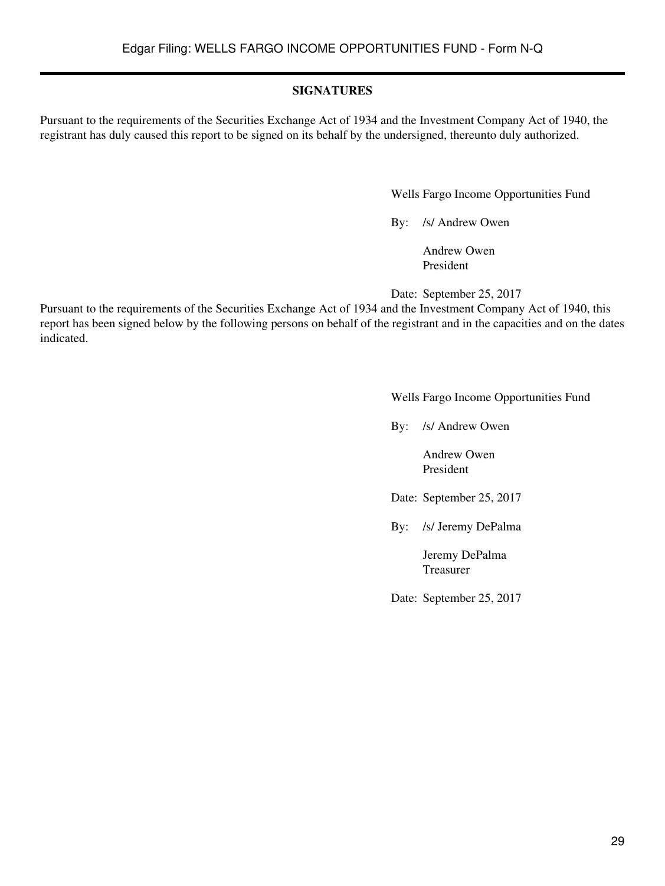## SIGNATURES

Pursuant to the requirements of the Securities Exchange Act of 1934 and the Investment Company Act of 1940, the registrant has duly caused this report to be signed on its behalf by the undersigned, thereunto duly authorized.

Wells Fargo Income Opportunities Fund

By: /s/ Andrew Owen

Andrew Owen
President

Date: September 25, 2017

Pursuant to the requirements of the Securities Exchange Act of 1934 and the Investment Company Act of 1940, this report has been signed below by the following persons on behalf of the registrant and in the capacities and on the dates indicated.

Wells Fargo Income Opportunities Fund

By: /s/ Andrew Owen

Andrew Owen
President

Date: September 25, 2017

By: /s/ Jeremy DePalma

Jeremy DePalma
Treasurer

Date: September 25, 2017